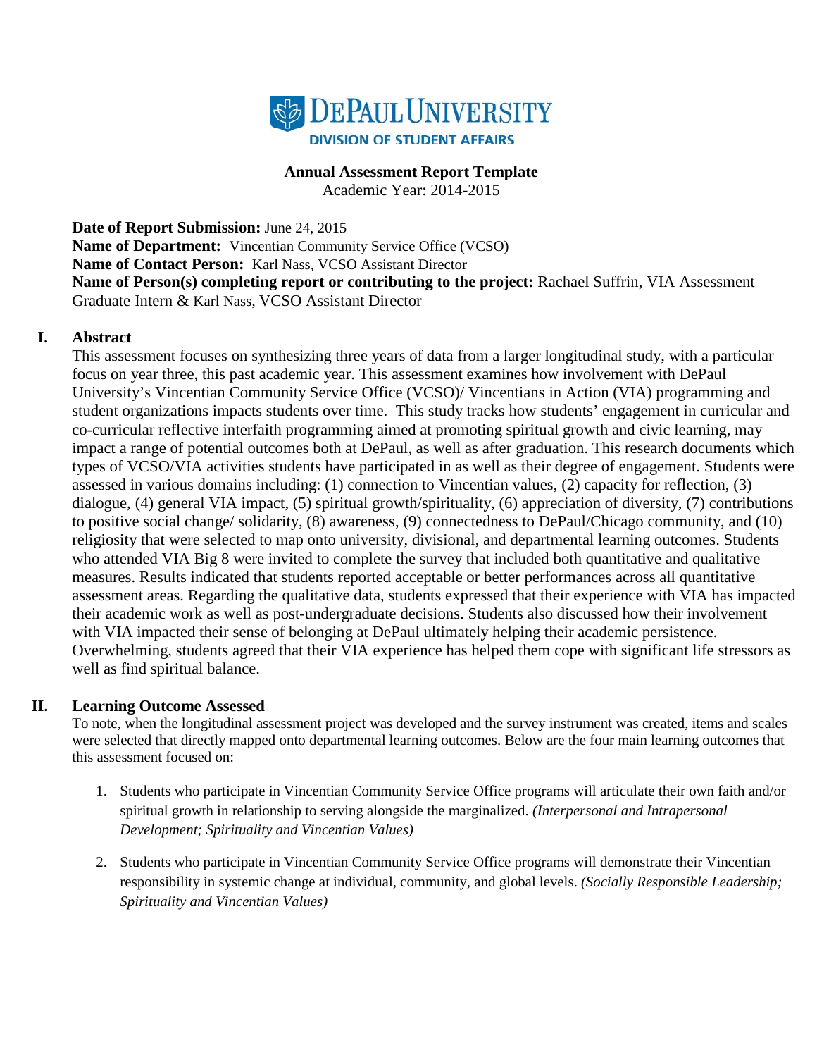DePaul University
DIVISION OF STUDENT AFFAIRS

**Annual Assessment Report Template**
Academic Year: 2014-2015

**Date of Report Submission:** June 24, 2015
**Name of Department:** Vincentian Community Service Office (VCSO)
**Name of Contact Person:** Karl Nass, VCSO Assistant Director
**Name of Person(s) completing report or contributing to the project:** Rachael Suffrin, VIA Assessment Graduate Intern & Karl Nass, VCSO Assistant Director

## I. Abstract

This assessment focuses on synthesizing three years of data from a larger longitudinal study, with a particular focus on year three, this past academic year. This assessment examines how involvement with DePaul University's Vincentian Community Service Office (VCSO)/ Vincentians in Action (VIA) programming and student organizations impacts students over time. This study tracks how students' engagement in curricular and co-curricular reflective interfaith programming aimed at promoting spiritual growth and civic learning, may impact a range of potential outcomes both at DePaul, as well as after graduation. This research documents which types of VCSO/VIA activities students have participated in as well as their degree of engagement. Students were assessed in various domains including: (1) connection to Vincentian values, (2) capacity for reflection, (3) dialogue, (4) general VIA impact, (5) spiritual growth/spirituality, (6) appreciation of diversity, (7) contributions to positive social change/ solidarity, (8) awareness, (9) connectedness to DePaul/Chicago community, and (10) religiosity that were selected to map onto university, divisional, and departmental learning outcomes. Students who attended VIA Big 8 were invited to complete the survey that included both quantitative and qualitative measures. Results indicated that students reported acceptable or better performances across all quantitative assessment areas. Regarding the qualitative data, students expressed that their experience with VIA has impacted their academic work as well as post-undergraduate decisions. Students also discussed how their involvement with VIA impacted their sense of belonging at DePaul ultimately helping their academic persistence. Overwhelming, students agreed that their VIA experience has helped them cope with significant life stressors as well as find spiritual balance.

## II. Learning Outcome Assessed

To note, when the longitudinal assessment project was developed and the survey instrument was created, items and scales were selected that directly mapped onto departmental learning outcomes. Below are the four main learning outcomes that this assessment focused on:

1. Students who participate in Vincentian Community Service Office programs will articulate their own faith and/or spiritual growth in relationship to serving alongside the marginalized. *(Interpersonal and Intrapersonal Development; Spirituality and Vincentian Values)*
2. Students who participate in Vincentian Community Service Office programs will demonstrate their Vincentian responsibility in systemic change at individual, community, and global levels. *(Socially Responsible Leadership; Spirituality and Vincentian Values)*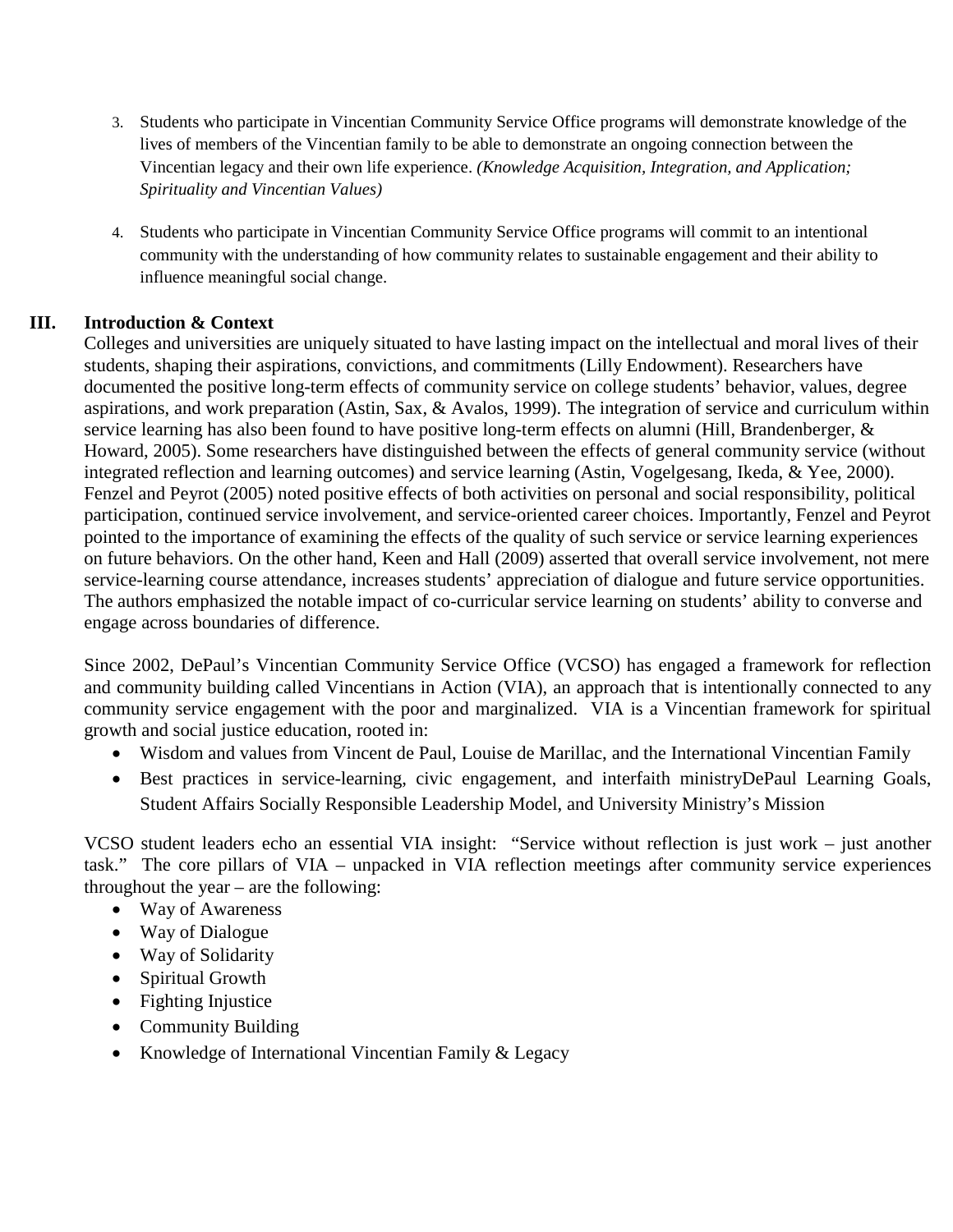3. Students who participate in Vincentian Community Service Office programs will demonstrate knowledge of the lives of members of the Vincentian family to be able to demonstrate an ongoing connection between the Vincentian legacy and their own life experience. *(Knowledge Acquisition, Integration, and Application; Spirituality and Vincentian Values)*

4. Students who participate in Vincentian Community Service Office programs will commit to an intentional community with the understanding of how community relates to sustainable engagement and their ability to influence meaningful social change.

## III. Introduction & Context

Colleges and universities are uniquely situated to have lasting impact on the intellectual and moral lives of their students, shaping their aspirations, convictions, and commitments (Lilly Endowment). Researchers have documented the positive long-term effects of community service on college students' behavior, values, degree aspirations, and work preparation (Astin, Sax, & Avalos, 1999). The integration of service and curriculum within service learning has also been found to have positive long-term effects on alumni (Hill, Brandenberger, & Howard, 2005). Some researchers have distinguished between the effects of general community service (without integrated reflection and learning outcomes) and service learning (Astin, Vogelgesang, Ikeda, & Yee, 2000). Fenzel and Peyrot (2005) noted positive effects of both activities on personal and social responsibility, political participation, continued service involvement, and service-oriented career choices. Importantly, Fenzel and Peyrot pointed to the importance of examining the effects of the quality of such service or service learning experiences on future behaviors. On the other hand, Keen and Hall (2009) asserted that overall service involvement, not mere service-learning course attendance, increases students' appreciation of dialogue and future service opportunities. The authors emphasized the notable impact of co-curricular service learning on students' ability to converse and engage across boundaries of difference.

Since 2002, DePaul's Vincentian Community Service Office (VCSO) has engaged a framework for reflection and community building called Vincentians in Action (VIA), an approach that is intentionally connected to any community service engagement with the poor and marginalized. VIA is a Vincentian framework for spiritual growth and social justice education, rooted in:

- Wisdom and values from Vincent de Paul, Louise de Marillac, and the International Vincentian Family
- Best practices in service-learning, civic engagement, and interfaith ministryDePaul Learning Goals, Student Affairs Socially Responsible Leadership Model, and University Ministry's Mission

VCSO student leaders echo an essential VIA insight: "Service without reflection is just work – just another task." The core pillars of VIA – unpacked in VIA reflection meetings after community service experiences throughout the year – are the following:

- Way of Awareness
- Way of Dialogue
- Way of Solidarity
- Spiritual Growth
- Fighting Injustice
- Community Building
- Knowledge of International Vincentian Family & Legacy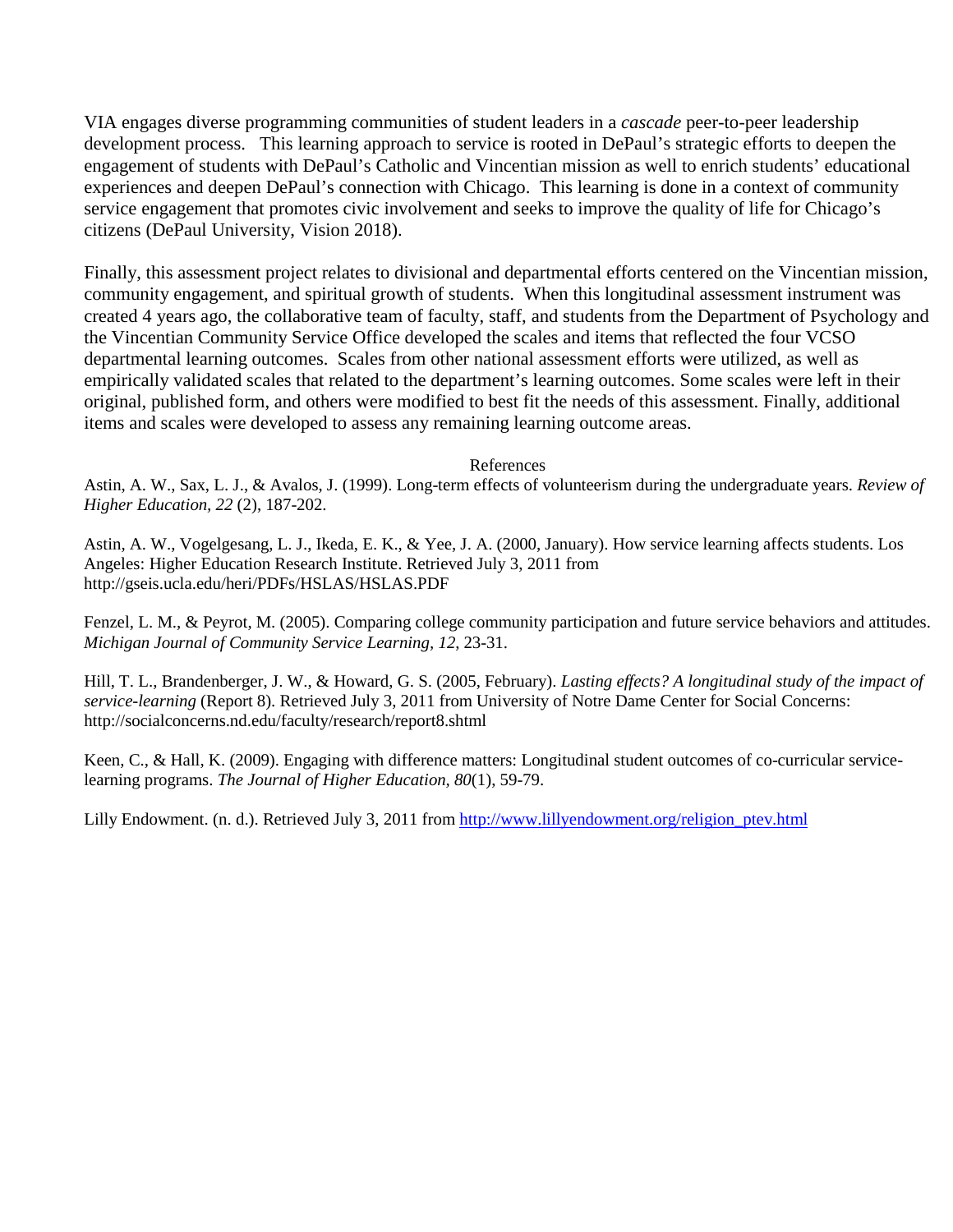VIA engages diverse programming communities of student leaders in a *cascade* peer-to-peer leadership development process. This learning approach to service is rooted in DePaul's strategic efforts to deepen the engagement of students with DePaul's Catholic and Vincentian mission as well to enrich students' educational experiences and deepen DePaul's connection with Chicago. This learning is done in a context of community service engagement that promotes civic involvement and seeks to improve the quality of life for Chicago's citizens (DePaul University, Vision 2018).

Finally, this assessment project relates to divisional and departmental efforts centered on the Vincentian mission, community engagement, and spiritual growth of students. When this longitudinal assessment instrument was created 4 years ago, the collaborative team of faculty, staff, and students from the Department of Psychology and the Vincentian Community Service Office developed the scales and items that reflected the four VCSO departmental learning outcomes. Scales from other national assessment efforts were utilized, as well as empirically validated scales that related to the department's learning outcomes. Some scales were left in their original, published form, and others were modified to best fit the needs of this assessment. Finally, additional items and scales were developed to assess any remaining learning outcome areas.

## References

Astin, A. W., Sax, L. J., & Avalos, J. (1999). Long-term effects of volunteerism during the undergraduate years. *Review of Higher Education, 22* (2), 187-202.

Astin, A. W., Vogelgesang, L. J., Ikeda, E. K., & Yee, J. A. (2000, January). How service learning affects students. Los Angeles: Higher Education Research Institute. Retrieved July 3, 2011 from http://gseis.ucla.edu/heri/PDFs/HSLAS/HSLAS.PDF

Fenzel, L. M., & Peyrot, M. (2005). Comparing college community participation and future service behaviors and attitudes. *Michigan Journal of Community Service Learning, 12*, 23-31.

Hill, T. L., Brandenberger, J. W., & Howard, G. S. (2005, February). *Lasting effects? A longitudinal study of the impact of service-learning* (Report 8). Retrieved July 3, 2011 from University of Notre Dame Center for Social Concerns: http://socialconcerns.nd.edu/faculty/research/report8.shtml

Keen, C., & Hall, K. (2009). Engaging with difference matters: Longitudinal student outcomes of co-curricular service-learning programs. *The Journal of Higher Education, 80*(1), 59-79.

Lilly Endowment. (n. d.). Retrieved July 3, 2011 from http://www.lillyendowment.org/religion_ptev.html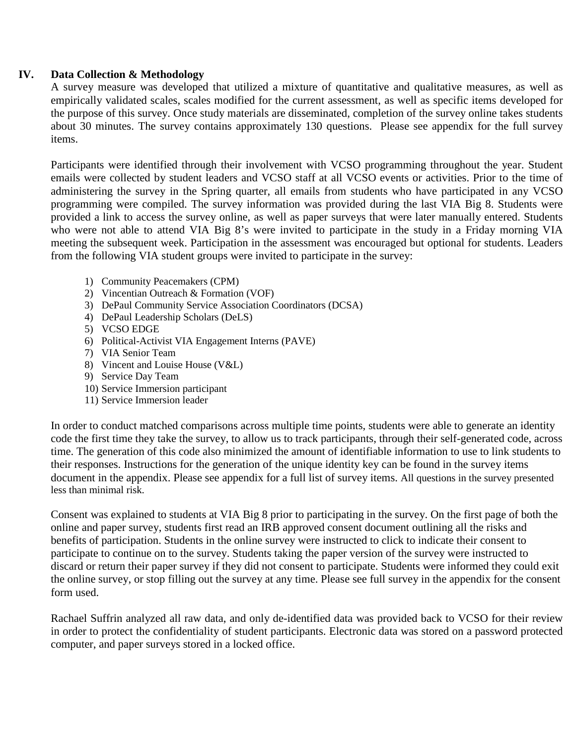## IV. Data Collection & Methodology

A survey measure was developed that utilized a mixture of quantitative and qualitative measures, as well as empirically validated scales, scales modified for the current assessment, as well as specific items developed for the purpose of this survey. Once study materials are disseminated, completion of the survey online takes students about 30 minutes. The survey contains approximately 130 questions. Please see appendix for the full survey items.

Participants were identified through their involvement with VCSO programming throughout the year. Student emails were collected by student leaders and VCSO staff at all VCSO events or activities. Prior to the time of administering the survey in the Spring quarter, all emails from students who have participated in any VCSO programming were compiled. The survey information was provided during the last VIA Big 8. Students were provided a link to access the survey online, as well as paper surveys that were later manually entered. Students who were not able to attend VIA Big 8's were invited to participate in the study in a Friday morning VIA meeting the subsequent week. Participation in the assessment was encouraged but optional for students. Leaders from the following VIA student groups were invited to participate in the survey:

1) Community Peacemakers (CPM)
2) Vincentian Outreach & Formation (VOF)
3) DePaul Community Service Association Coordinators (DCSA)
4) DePaul Leadership Scholars (DeLS)
5) VCSO EDGE
6) Political-Activist VIA Engagement Interns (PAVE)
7) VIA Senior Team
8) Vincent and Louise House (V&L)
9) Service Day Team
10) Service Immersion participant
11) Service Immersion leader

In order to conduct matched comparisons across multiple time points, students were able to generate an identity code the first time they take the survey, to allow us to track participants, through their self-generated code, across time. The generation of this code also minimized the amount of identifiable information to use to link students to their responses. Instructions for the generation of the unique identity key can be found in the survey items document in the appendix. Please see appendix for a full list of survey items. All questions in the survey presented less than minimal risk.

Consent was explained to students at VIA Big 8 prior to participating in the survey. On the first page of both the online and paper survey, students first read an IRB approved consent document outlining all the risks and benefits of participation. Students in the online survey were instructed to click to indicate their consent to participate to continue on to the survey. Students taking the paper version of the survey were instructed to discard or return their paper survey if they did not consent to participate. Students were informed they could exit the online survey, or stop filling out the survey at any time. Please see full survey in the appendix for the consent form used.

Rachael Suffrin analyzed all raw data, and only de-identified data was provided back to VCSO for their review in order to protect the confidentiality of student participants. Electronic data was stored on a password protected computer, and paper surveys stored in a locked office.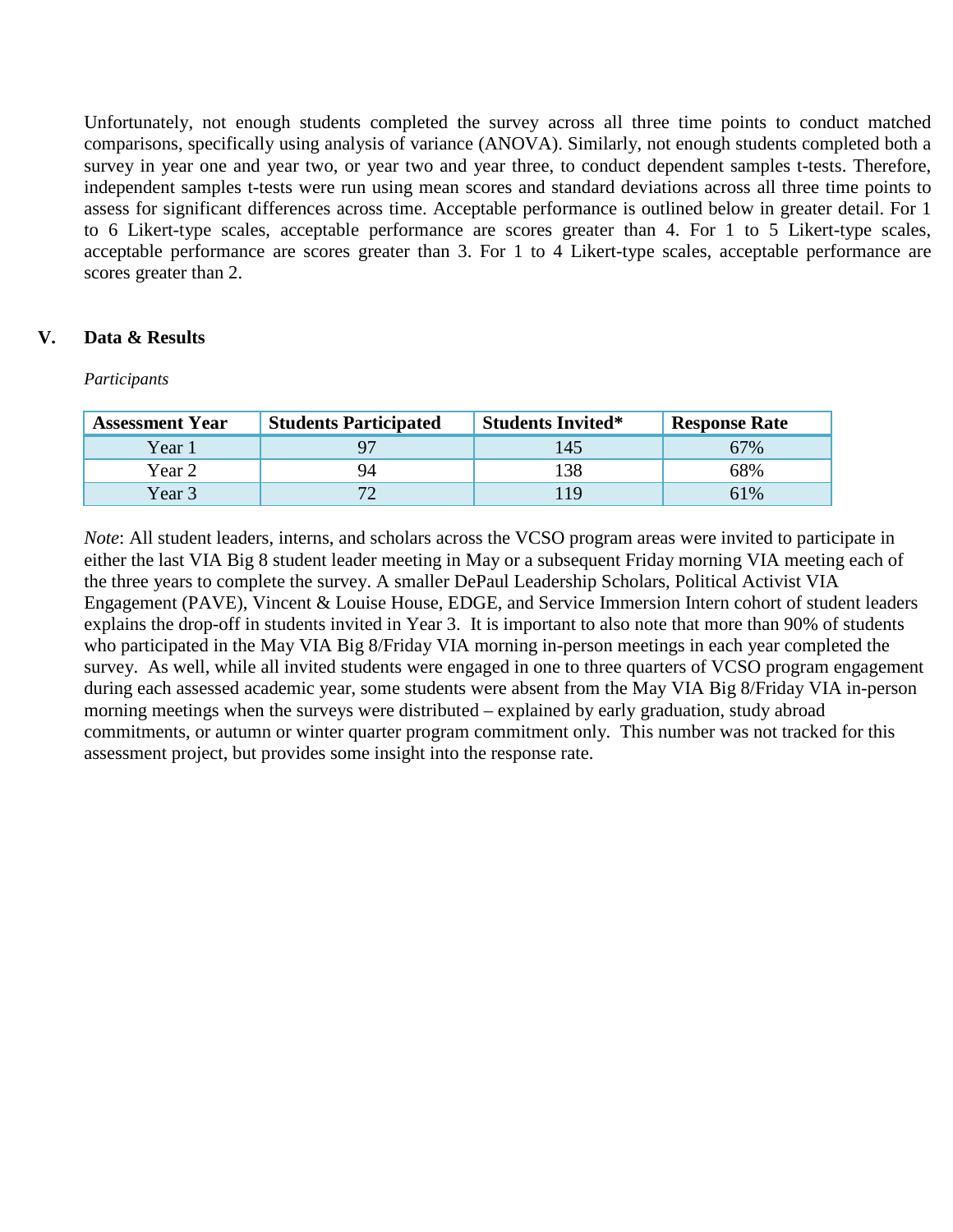Unfortunately, not enough students completed the survey across all three time points to conduct matched comparisons, specifically using analysis of variance (ANOVA). Similarly, not enough students completed both a survey in year one and year two, or year two and year three, to conduct dependent samples t-tests. Therefore, independent samples t-tests were run using mean scores and standard deviations across all three time points to assess for significant differences across time. Acceptable performance is outlined below in greater detail. For 1 to 6 Likert-type scales, acceptable performance are scores greater than 4. For 1 to 5 Likert-type scales, acceptable performance are scores greater than 3. For 1 to 4 Likert-type scales, acceptable performance are scores greater than 2.

## V. Data & Results

*Participants*

| Assessment Year | Students Participated | Students Invited* | Response Rate |
|---|---|---|---|
| Year 1 | 97 | 145 | 67% |
| Year 2 | 94 | 138 | 68% |
| Year 3 | 72 | 119 | 61% |

*Note*: All student leaders, interns, and scholars across the VCSO program areas were invited to participate in either the last VIA Big 8 student leader meeting in May or a subsequent Friday morning VIA meeting each of the three years to complete the survey. A smaller DePaul Leadership Scholars, Political Activist VIA Engagement (PAVE), Vincent & Louise House, EDGE, and Service Immersion Intern cohort of student leaders explains the drop-off in students invited in Year 3. It is important to also note that more than 90% of students who participated in the May VIA Big 8/Friday VIA morning in-person meetings in each year completed the survey. As well, while all invited students were engaged in one to three quarters of VCSO program engagement during each assessed academic year, some students were absent from the May VIA Big 8/Friday VIA in-person morning meetings when the surveys were distributed – explained by early graduation, study abroad commitments, or autumn or winter quarter program commitment only. This number was not tracked for this assessment project, but provides some insight into the response rate.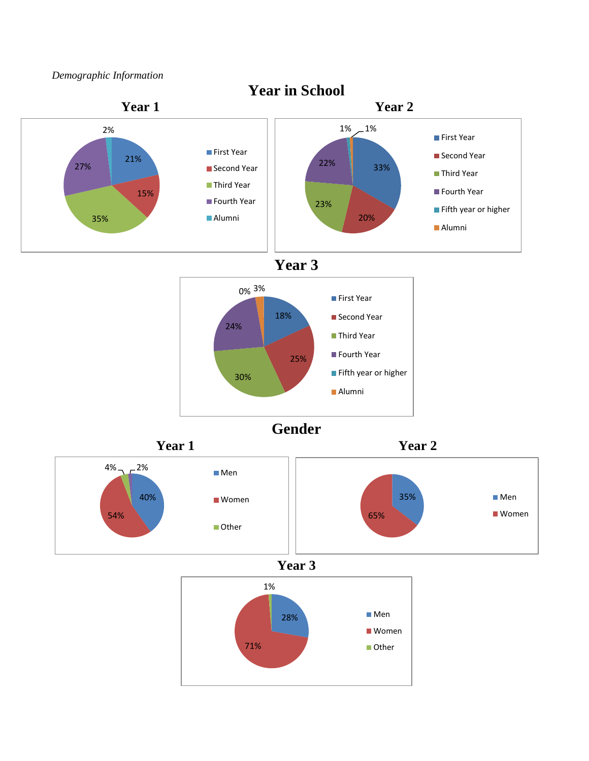*Demographic Information*

# Year in School

## Year 1

2%
21%
27%
15%
35%

First Year
Second Year
Third Year
Fourth Year
Alumni

## Year 2

1%
1%
22%
33%
23%
20%

First Year
Second Year
Third Year
Fourth Year
Fifth year or higher
Alumni

## Year 3

0%
3%
18%
24%
25%
30%

First Year
Second Year
Third Year
Fourth Year
Fifth year or higher
Alumni

# Gender

## Year 1

4%
2%
40%
54%

Men
Women
Other

## Year 2

35%
65%

Men
Women

## Year 3

1%
28%
71%

Men
Women
Other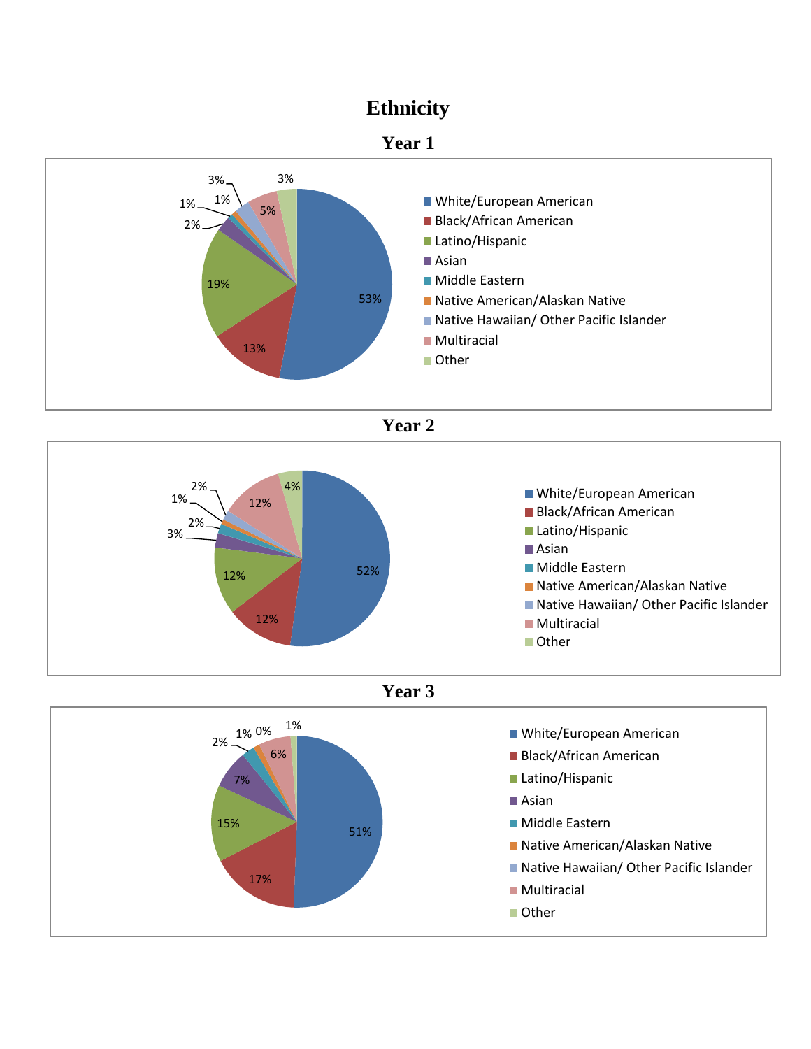# Ethnicity

## Year 1

53%
13%
19%
2%
1%
1%
3%
5%
3%

White/European American
Black/African American
Latino/Hispanic
Asian
Middle Eastern
Native American/Alaskan Native
Native Hawaiian/ Other Pacific Islander
Multiracial
Other

## Year 2

52%
12%
12%
3%
2%
1%
2%
12%
4%

White/European American
Black/African American
Latino/Hispanic
Asian
Middle Eastern
Native American/Alaskan Native
Native Hawaiian/ Other Pacific Islander
Multiracial
Other

## Year 3

51%
17%
15%
7%
2%
1%
0%
6%
1%

White/European American
Black/African American
Latino/Hispanic
Asian
Middle Eastern
Native American/Alaskan Native
Native Hawaiian/ Other Pacific Islander
Multiracial
Other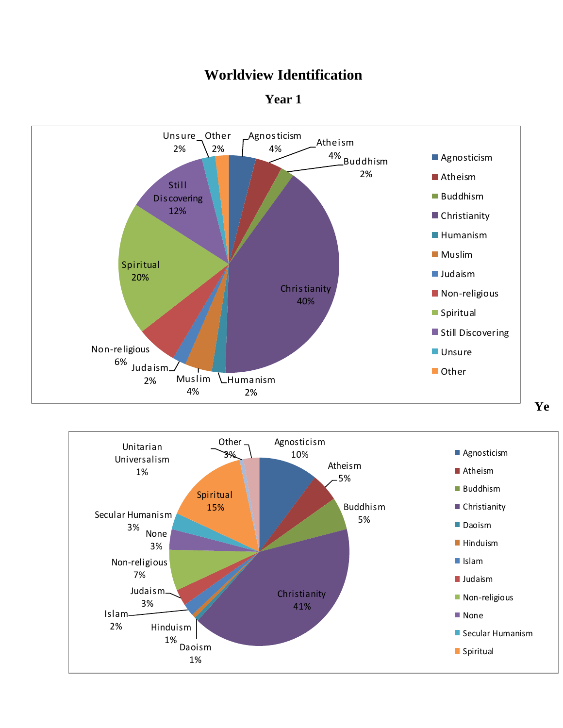# Worldview Identification

## Year 1

Unsure 2%
Other 2%
Agnosticism 4%
Atheism 4%
Buddhism 2%
Still Discovering 12%
Spiritual 20%
Christianity 40%
Non-religious 6%
Judaism 2%
Muslim 4%
Humanism 2%

Agnosticism
Atheism
Buddhism
Christianity
Humanism
Muslim
Judaism
Non-religious
Spiritual
Still Discovering
Unsure
Other

**Ye**

Unitarian Universalism 1%
Other 3%
Agnosticism 10%
Atheism 5%
Buddhism 5%
Spiritual 15%
Secular Humanism 3%
None 3%
Non-religious 7%
Judaism 3%
Islam 2%
Hinduism 1%
Daoism 1%
Christianity 41%

Agnosticism
Atheism
Buddhism
Christianity
Daoism
Hinduism
Islam
Judaism
Non-religious
None
Secular Humanism
Spiritual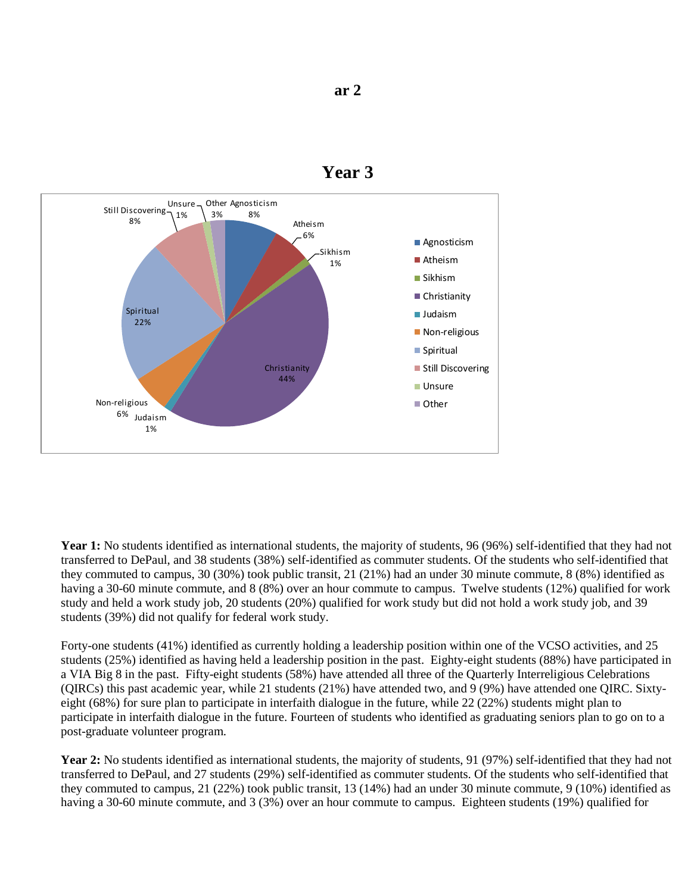ar 2

## Year 3

Still Discovering 8%
Unsure 1%
Other 3%
Agnosticism 8%
Atheism 6%
Sikhism 1%
Spiritual 22%
Christianity 44%
Non-religious 6%
Judaism 1%

Agnosticism
Atheism
Sikhism
Christianity
Judaism
Non-religious
Spiritual
Still Discovering
Unsure
Other

**Year 1:** No students identified as international students, the majority of students, 96 (96%) self-identified that they had not transferred to DePaul, and 38 students (38%) self-identified as commuter students. Of the students who self-identified that they commuted to campus, 30 (30%) took public transit, 21 (21%) had an under 30 minute commute, 8 (8%) identified as having a 30-60 minute commute, and 8 (8%) over an hour commute to campus. Twelve students (12%) qualified for work study and held a work study job, 20 students (20%) qualified for work study but did not hold a work study job, and 39 students (39%) did not qualify for federal work study.

Forty-one students (41%) identified as currently holding a leadership position within one of the VCSO activities, and 25 students (25%) identified as having held a leadership position in the past. Eighty-eight students (88%) have participated in a VIA Big 8 in the past. Fifty-eight students (58%) have attended all three of the Quarterly Interreligious Celebrations (QIRCs) this past academic year, while 21 students (21%) have attended two, and 9 (9%) have attended one QIRC. Sixty-eight (68%) for sure plan to participate in interfaith dialogue in the future, while 22 (22%) students might plan to participate in interfaith dialogue in the future. Fourteen of students who identified as graduating seniors plan to go on to a post-graduate volunteer program.

**Year 2:** No students identified as international students, the majority of students, 91 (97%) self-identified that they had not transferred to DePaul, and 27 students (29%) self-identified as commuter students. Of the students who self-identified that they commuted to campus, 21 (22%) took public transit, 13 (14%) had an under 30 minute commute, 9 (10%) identified as having a 30-60 minute commute, and 3 (3%) over an hour commute to campus. Eighteen students (19%) qualified for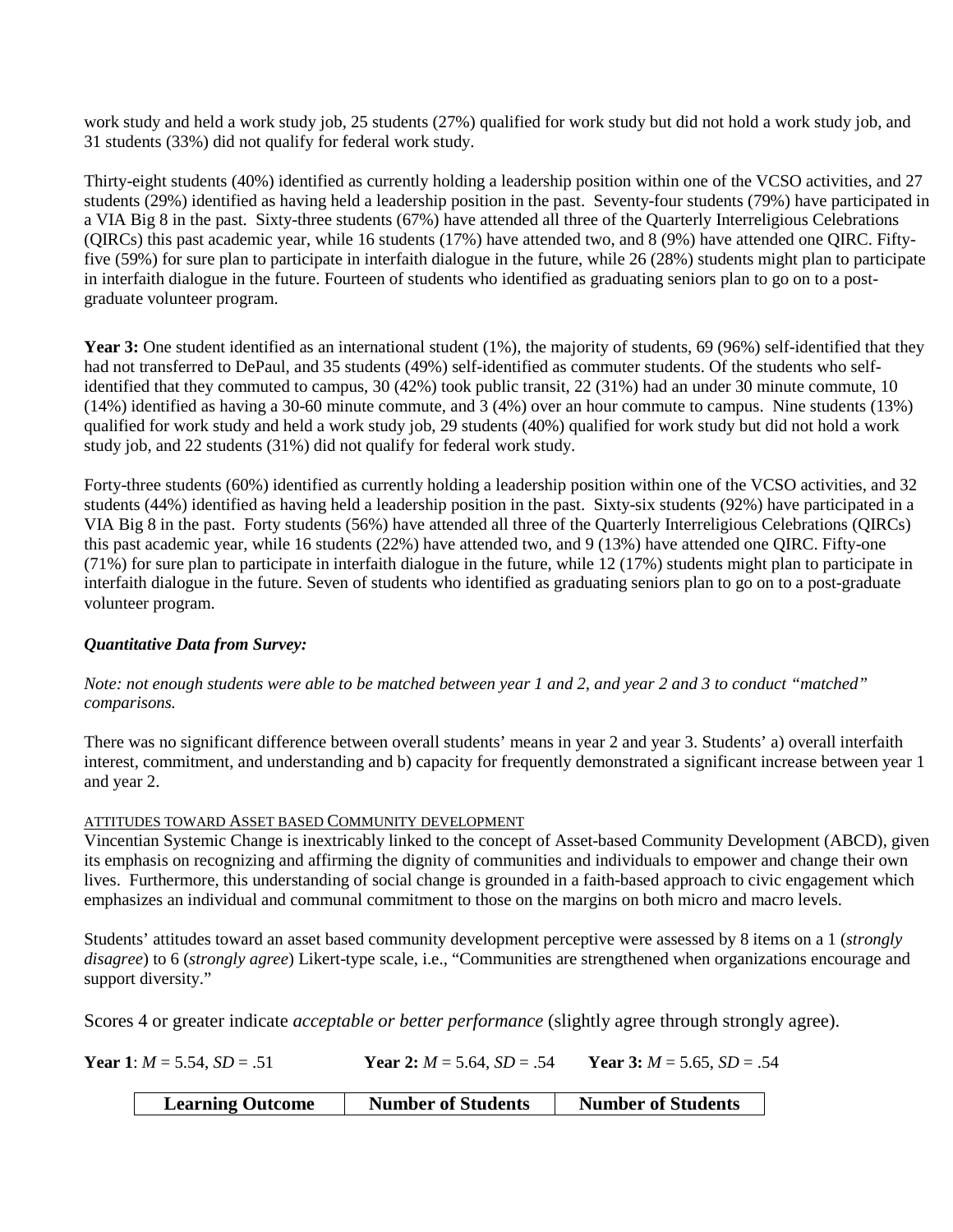work study and held a work study job, 25 students (27%) qualified for work study but did not hold a work study job, and 31 students (33%) did not qualify for federal work study.

Thirty-eight students (40%) identified as currently holding a leadership position within one of the VCSO activities, and 27 students (29%) identified as having held a leadership position in the past. Seventy-four students (79%) have participated in a VIA Big 8 in the past. Sixty-three students (67%) have attended all three of the Quarterly Interreligious Celebrations (QIRCs) this past academic year, while 16 students (17%) have attended two, and 8 (9%) have attended one QIRC. Fifty-five (59%) for sure plan to participate in interfaith dialogue in the future, while 26 (28%) students might plan to participate in interfaith dialogue in the future. Fourteen of students who identified as graduating seniors plan to go on to a post-graduate volunteer program.

**Year 3:** One student identified as an international student (1%), the majority of students, 69 (96%) self-identified that they had not transferred to DePaul, and 35 students (49%) self-identified as commuter students. Of the students who self-identified that they commuted to campus, 30 (42%) took public transit, 22 (31%) had an under 30 minute commute, 10 (14%) identified as having a 30-60 minute commute, and 3 (4%) over an hour commute to campus. Nine students (13%) qualified for work study and held a work study job, 29 students (40%) qualified for work study but did not hold a work study job, and 22 students (31%) did not qualify for federal work study.

Forty-three students (60%) identified as currently holding a leadership position within one of the VCSO activities, and 32 students (44%) identified as having held a leadership position in the past. Sixty-six students (92%) have participated in a VIA Big 8 in the past. Forty students (56%) have attended all three of the Quarterly Interreligious Celebrations (QIRCs) this past academic year, while 16 students (22%) have attended two, and 9 (13%) have attended one QIRC. Fifty-one (71%) for sure plan to participate in interfaith dialogue in the future, while 12 (17%) students might plan to participate in interfaith dialogue in the future. Seven of students who identified as graduating seniors plan to go on to a post-graduate volunteer program.

***Quantitative Data from Survey:***

*Note: not enough students were able to be matched between year 1 and 2, and year 2 and 3 to conduct "matched" comparisons.*

There was no significant difference between overall students' means in year 2 and year 3. Students' a) overall interfaith interest, commitment, and understanding and b) capacity for frequently demonstrated a significant increase between year 1 and year 2.

ATTITUDES TOWARD ASSET BASED COMMUNITY DEVELOPMENT

Vincentian Systemic Change is inextricably linked to the concept of Asset-based Community Development (ABCD), given its emphasis on recognizing and affirming the dignity of communities and individuals to empower and change their own lives. Furthermore, this understanding of social change is grounded in a faith-based approach to civic engagement which emphasizes an individual and communal commitment to those on the margins on both micro and macro levels.

Students' attitudes toward an asset based community development perceptive were assessed by 8 items on a 1 (*strongly disagree*) to 6 (*strongly agree*) Likert-type scale, i.e., "Communities are strengthened when organizations encourage and support diversity."

Scores 4 or greater indicate *acceptable or better performance* (slightly agree through strongly agree).

**Year 1**: $M = 5.54$, $SD = .51$ **Year 2:** $M = 5.64$, $SD = .54$ **Year 3:** $M = 5.65$, $SD = .54$

| Learning Outcome | Number of Students | Number of Students |
|---|---|---|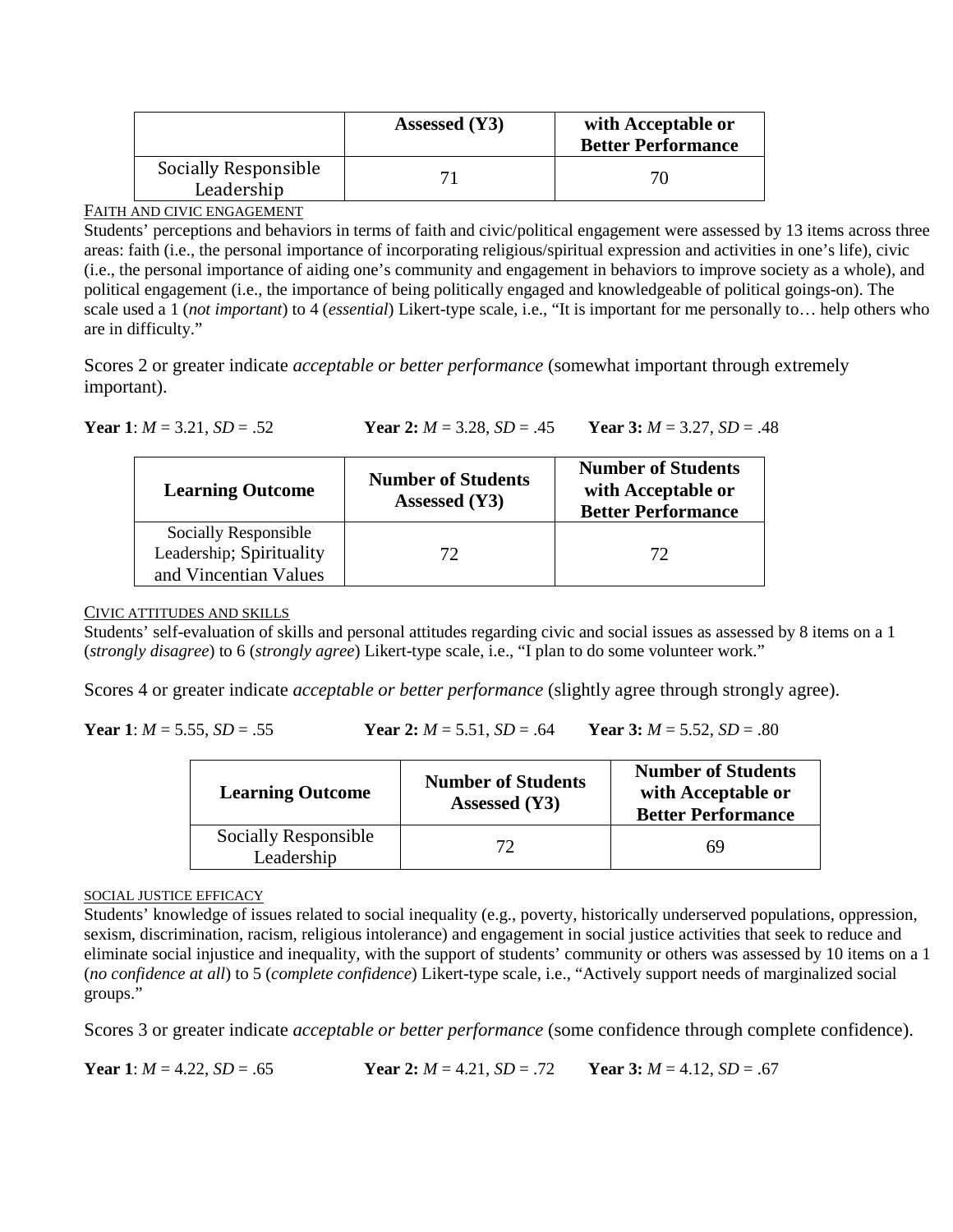|  | Assessed (Y3) | with Acceptable or Better Performance |
| --- | --- | --- |
| Socially Responsible Leadership | 71 | 70 |

FAITH AND CIVIC ENGAGEMENT

Students' perceptions and behaviors in terms of faith and civic/political engagement were assessed by 13 items across three areas: faith (i.e., the personal importance of incorporating religious/spiritual expression and activities in one's life), civic (i.e., the personal importance of aiding one's community and engagement in behaviors to improve society as a whole), and political engagement (i.e., the importance of being politically engaged and knowledgeable of political goings-on). The scale used a 1 (*not important*) to 4 (*essential*) Likert-type scale, i.e., "It is important for me personally to… help others who are in difficulty."

Scores 2 or greater indicate *acceptable or better performance* (somewhat important through extremely important).

**Year 1**: $M$ = 3.21, $SD$ = .52 **Year 2:** $M$ = 3.28, $SD$ = .45 **Year 3:** $M$ = 3.27, $SD$ = .48

| Learning Outcome | Number of Students Assessed (Y3) | Number of Students with Acceptable or Better Performance |
| --- | --- | --- |
| Socially Responsible Leadership; Spirituality and Vincentian Values | 72 | 72 |

CIVIC ATTITUDES AND SKILLS

Students' self-evaluation of skills and personal attitudes regarding civic and social issues as assessed by 8 items on a 1 (*strongly disagree*) to 6 (*strongly agree*) Likert-type scale, i.e., "I plan to do some volunteer work."

Scores 4 or greater indicate *acceptable or better performance* (slightly agree through strongly agree).

**Year 1**: $M$ = 5.55, $SD$ = .55 **Year 2:** $M$ = 5.51, $SD$ = .64 **Year 3:** $M$ = 5.52, $SD$ = .80

| Learning Outcome | Number of Students Assessed (Y3) | Number of Students with Acceptable or Better Performance |
| --- | --- | --- |
| Socially Responsible Leadership | 72 | 69 |

SOCIAL JUSTICE EFFICACY

Students' knowledge of issues related to social inequality (e.g., poverty, historically underserved populations, oppression, sexism, discrimination, racism, religious intolerance) and engagement in social justice activities that seek to reduce and eliminate social injustice and inequality, with the support of students' community or others was assessed by 10 items on a 1 (*no confidence at all*) to 5 (*complete confidence*) Likert-type scale, i.e., "Actively support needs of marginalized social groups."

Scores 3 or greater indicate *acceptable or better performance* (some confidence through complete confidence).

**Year 1**: $M$ = 4.22, $SD$ = .65 **Year 2:** $M$ = 4.21, $SD$ = .72 **Year 3:** $M$ = 4.12, $SD$ = .67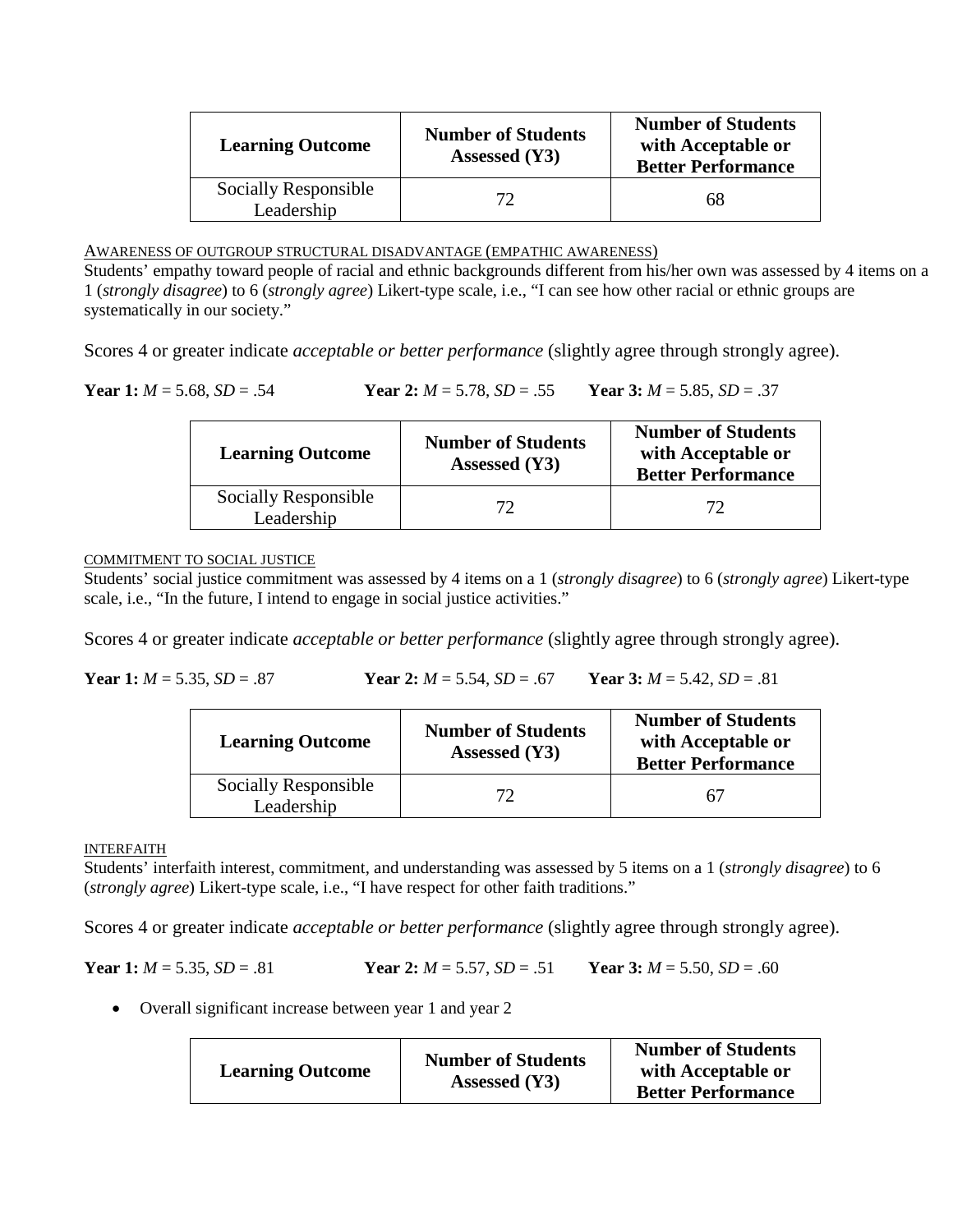| Learning Outcome | Number of Students Assessed (Y3) | Number of Students with Acceptable or Better Performance |
|---|---|---|
| Socially Responsible Leadership | 72 | 68 |

AWARENESS OF OUTGROUP STRUCTURAL DISADVANTAGE (EMPATHIC AWARENESS)

Students' empathy toward people of racial and ethnic backgrounds different from his/her own was assessed by 4 items on a 1 (*strongly disagree*) to 6 (*strongly agree*) Likert-type scale, i.e., "I can see how other racial or ethnic groups are systematically in our society."

Scores 4 or greater indicate *acceptable or better performance* (slightly agree through strongly agree).

**Year 1:** $M = 5.68$, $SD = .54$ **Year 2:** $M = 5.78$, $SD = .55$ **Year 3:** $M = 5.85$, $SD = .37$

| Learning Outcome | Number of Students Assessed (Y3) | Number of Students with Acceptable or Better Performance |
|---|---|---|
| Socially Responsible Leadership | 72 | 72 |

COMMITMENT TO SOCIAL JUSTICE

Students' social justice commitment was assessed by 4 items on a 1 (*strongly disagree*) to 6 (*strongly agree*) Likert-type scale, i.e., "In the future, I intend to engage in social justice activities."

Scores 4 or greater indicate *acceptable or better performance* (slightly agree through strongly agree).

**Year 1:** $M = 5.35$, $SD = .87$ **Year 2:** $M = 5.54$, $SD = .67$ **Year 3:** $M = 5.42$, $SD = .81$

| Learning Outcome | Number of Students Assessed (Y3) | Number of Students with Acceptable or Better Performance |
|---|---|---|
| Socially Responsible Leadership | 72 | 67 |

INTERFAITH

Students' interfaith interest, commitment, and understanding was assessed by 5 items on a 1 (*strongly disagree*) to 6 (*strongly agree*) Likert-type scale, i.e., "I have respect for other faith traditions."

Scores 4 or greater indicate *acceptable or better performance* (slightly agree through strongly agree).

**Year 1:** $M = 5.35$, $SD = .81$ **Year 2:** $M = 5.57$, $SD = .51$ **Year 3:** $M = 5.50$, $SD = .60$

- Overall significant increase between year 1 and year 2

| Learning Outcome | Number of Students Assessed (Y3) | Number of Students with Acceptable or Better Performance |
|---|---|---|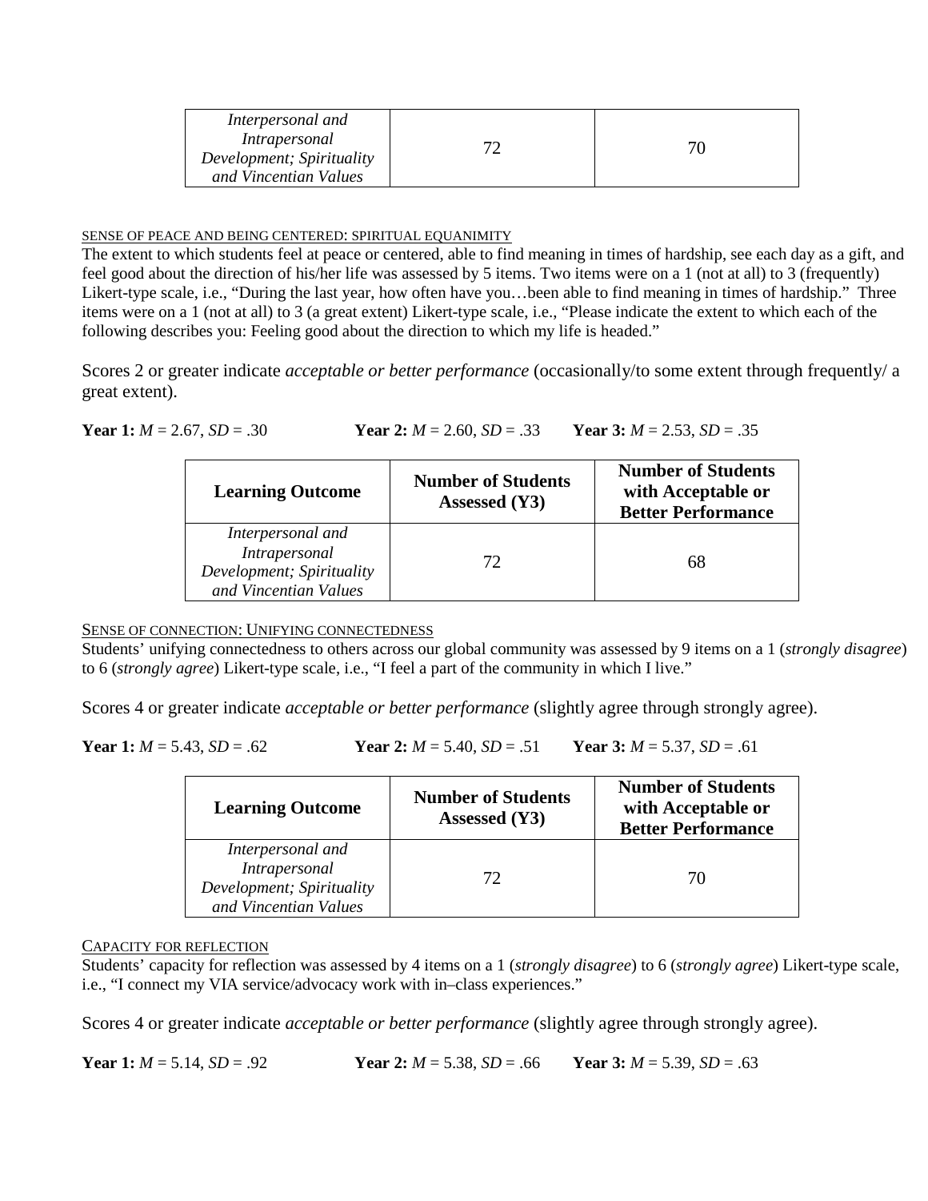| | | |
|---|---|---|
| *Interpersonal and Intrapersonal Development; Spirituality and Vincentian Values* | 72 | 70 |

SENSE OF PEACE AND BEING CENTERED: SPIRITUAL EQUANIMITY

The extent to which students feel at peace or centered, able to find meaning in times of hardship, see each day as a gift, and feel good about the direction of his/her life was assessed by 5 items. Two items were on a 1 (not at all) to 3 (frequently) Likert-type scale, i.e., "During the last year, how often have you…been able to find meaning in times of hardship." Three items were on a 1 (not at all) to 3 (a great extent) Likert-type scale, i.e., "Please indicate the extent to which each of the following describes you: Feeling good about the direction to which my life is headed."

Scores 2 or greater indicate *acceptable or better performance* (occasionally/to some extent through frequently/ a great extent).

**Year 1:** $M$ = 2.67, $SD$ = .30 **Year 2:** $M$ = 2.60, $SD$ = .33 **Year 3:** $M$ = 2.53, $SD$ = .35

| Learning Outcome | Number of Students Assessed (Y3) | Number of Students with Acceptable or Better Performance |
|---|---|---|
| *Interpersonal and Intrapersonal Development; Spirituality and Vincentian Values* | 72 | 68 |

SENSE OF CONNECTION: UNIFYING CONNECTEDNESS

Students' unifying connectedness to others across our global community was assessed by 9 items on a 1 (*strongly disagree*) to 6 (*strongly agree*) Likert-type scale, i.e., "I feel a part of the community in which I live."

Scores 4 or greater indicate *acceptable or better performance* (slightly agree through strongly agree).

**Year 1:** $M$ = 5.43, $SD$ = .62 **Year 2:** $M$ = 5.40, $SD$ = .51 **Year 3:** $M$ = 5.37, $SD$ = .61

| Learning Outcome | Number of Students Assessed (Y3) | Number of Students with Acceptable or Better Performance |
|---|---|---|
| *Interpersonal and Intrapersonal Development; Spirituality and Vincentian Values* | 72 | 70 |

CAPACITY FOR REFLECTION

Students' capacity for reflection was assessed by 4 items on a 1 (*strongly disagree*) to 6 (*strongly agree*) Likert-type scale, i.e., "I connect my VIA service/advocacy work with in–class experiences."

Scores 4 or greater indicate *acceptable or better performance* (slightly agree through strongly agree).

**Year 1:** $M$ = 5.14, $SD$ = .92 **Year 2:** $M$ = 5.38, $SD$ = .66 **Year 3:** $M$ = 5.39, $SD$ = .63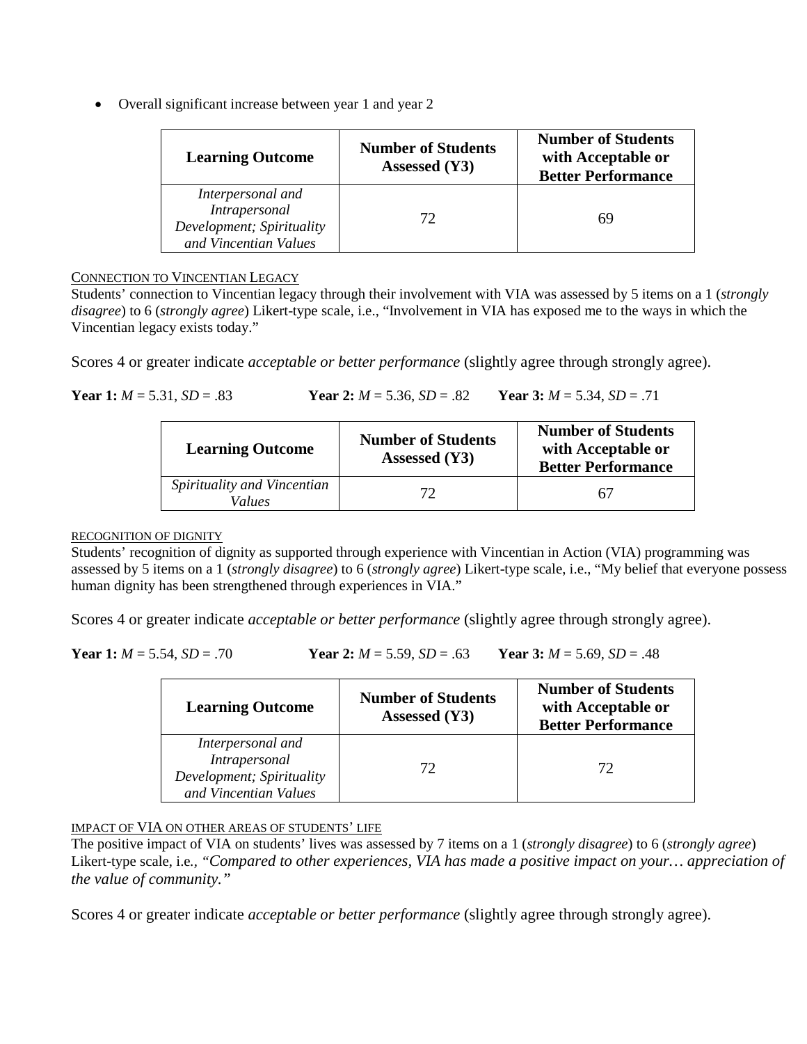- Overall significant increase between year 1 and year 2

| Learning Outcome | Number of Students Assessed (Y3) | Number of Students with Acceptable or Better Performance |
|---|---|---|
| *Interpersonal and Intrapersonal Development; Spirituality and Vincentian Values* | 72 | 69 |

<u>CONNECTION TO VINCENTIAN LEGACY</u>

Students' connection to Vincentian legacy through their involvement with VIA was assessed by 5 items on a 1 (*strongly disagree*) to 6 (*strongly agree*) Likert-type scale, i.e., "Involvement in VIA has exposed me to the ways in which the Vincentian legacy exists today."

Scores 4 or greater indicate *acceptable or better performance* (slightly agree through strongly agree).

**Year 1:** $M$ = 5.31, $SD$ = .83 **Year 2:** $M$ = 5.36, $SD$ = .82 **Year 3:** $M$ = 5.34, $SD$ = .71

| Learning Outcome | Number of Students Assessed (Y3) | Number of Students with Acceptable or Better Performance |
|---|---|---|
| *Spirituality and Vincentian Values* | 72 | 67 |

<u>RECOGNITION OF DIGNITY</u>

Students' recognition of dignity as supported through experience with Vincentian in Action (VIA) programming was assessed by 5 items on a 1 (*strongly disagree*) to 6 (*strongly agree*) Likert-type scale, i.e., "My belief that everyone possess human dignity has been strengthened through experiences in VIA."

Scores 4 or greater indicate *acceptable or better performance* (slightly agree through strongly agree).

**Year 1:** $M$ = 5.54, $SD$ = .70 **Year 2:** $M$ = 5.59, $SD$ = .63 **Year 3:** $M$ = 5.69, $SD$ = .48

| Learning Outcome | Number of Students Assessed (Y3) | Number of Students with Acceptable or Better Performance |
|---|---|---|
| *Interpersonal and Intrapersonal Development; Spirituality and Vincentian Values* | 72 | 72 |

<u>IMPACT OF VIA ON OTHER AREAS OF STUDENTS' LIFE</u>

The positive impact of VIA on students' lives was assessed by 7 items on a 1 (*strongly disagree*) to 6 (*strongly agree*) Likert-type scale, i.e., *"Compared to other experiences, VIA has made a positive impact on your… appreciation of the value of community."*

Scores 4 or greater indicate *acceptable or better performance* (slightly agree through strongly agree).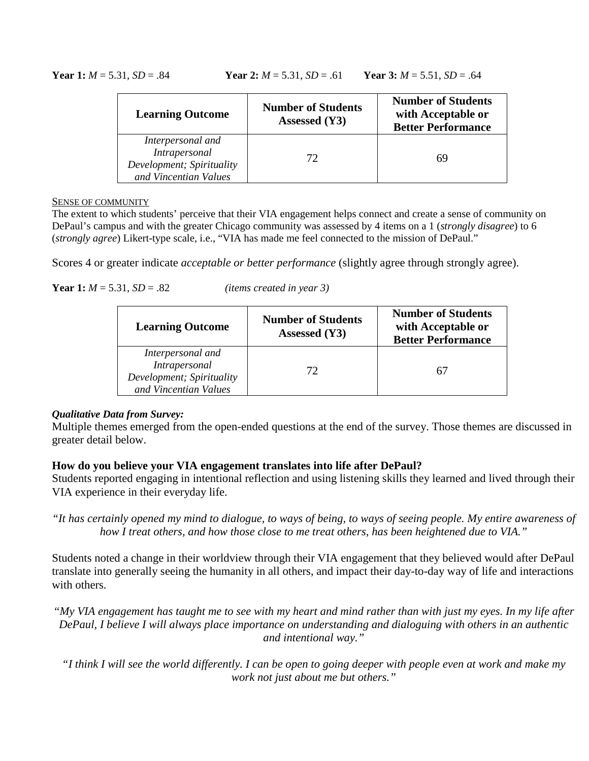**Year 1:** $M$ = 5.31, $SD$ = .84 **Year 2:** $M$ = 5.31, $SD$ = .61 **Year 3:** $M$ = 5.51, $SD$ = .64

| Learning Outcome | Number of Students Assessed (Y3) | Number of Students with Acceptable or Better Performance |
|---|---|---|
| *Interpersonal and Intrapersonal Development; Spirituality and Vincentian Values* | 72 | 69 |

SENSE OF COMMUNITY

The extent to which students' perceive that their VIA engagement helps connect and create a sense of community on DePaul's campus and with the greater Chicago community was assessed by 4 items on a 1 (*strongly disagree*) to 6 (*strongly agree*) Likert-type scale, i.e., "VIA has made me feel connected to the mission of DePaul."

Scores 4 or greater indicate *acceptable or better performance* (slightly agree through strongly agree).

**Year 1:** $M$ = 5.31, $SD$ = .82 *(items created in year 3)*

| Learning Outcome | Number of Students Assessed (Y3) | Number of Students with Acceptable or Better Performance |
|---|---|---|
| *Interpersonal and Intrapersonal Development; Spirituality and Vincentian Values* | 72 | 67 |

***Qualitative Data from Survey:***

Multiple themes emerged from the open-ended questions at the end of the survey. Those themes are discussed in greater detail below.

**How do you believe your VIA engagement translates into life after DePaul?**

Students reported engaging in intentional reflection and using listening skills they learned and lived through their VIA experience in their everyday life.

*"It has certainly opened my mind to dialogue, to ways of being, to ways of seeing people. My entire awareness of how I treat others, and how those close to me treat others, has been heightened due to VIA."*

Students noted a change in their worldview through their VIA engagement that they believed would after DePaul translate into generally seeing the humanity in all others, and impact their day-to-day way of life and interactions with others.

*"My VIA engagement has taught me to see with my heart and mind rather than with just my eyes. In my life after DePaul, I believe I will always place importance on understanding and dialoguing with others in an authentic and intentional way."*

*"I think I will see the world differently. I can be open to going deeper with people even at work and make my work not just about me but others."*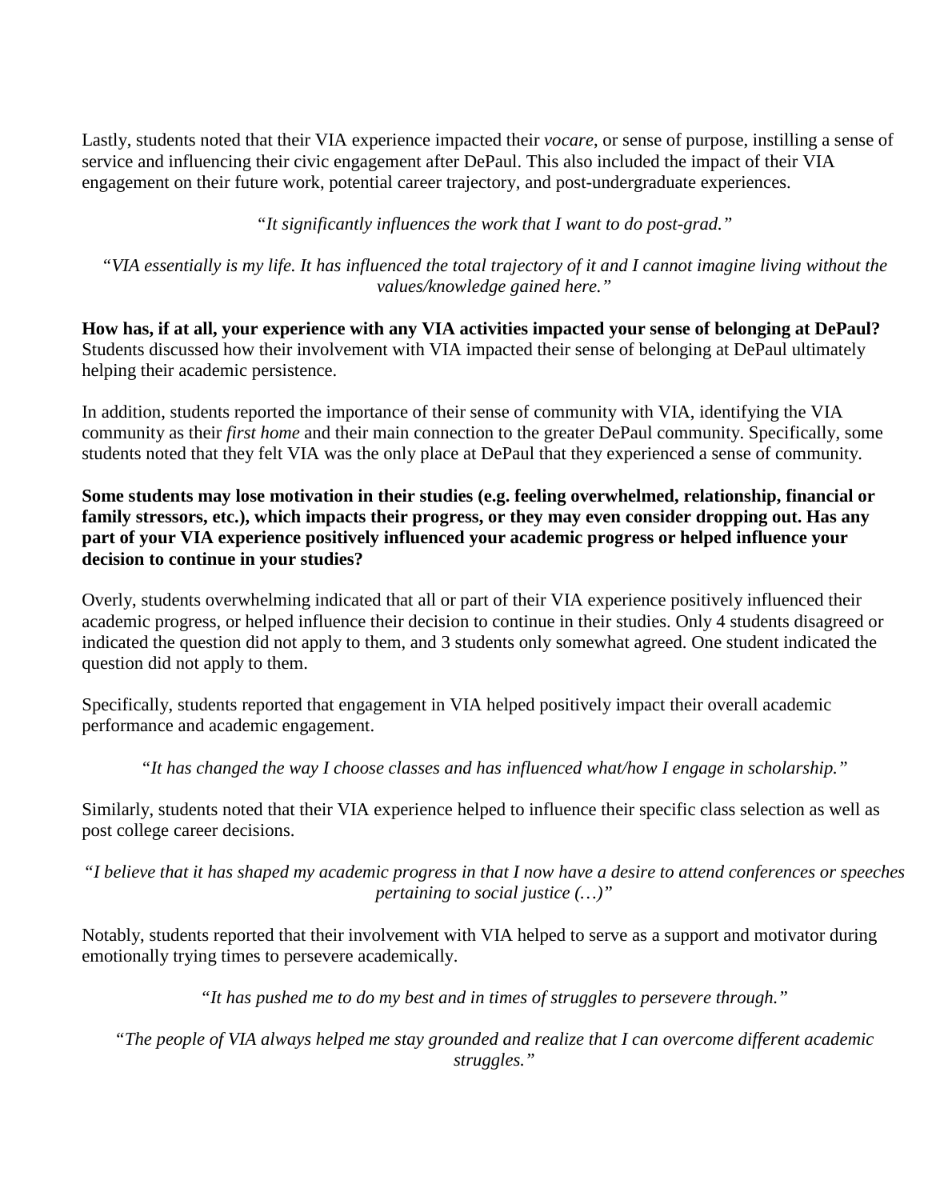Lastly, students noted that their VIA experience impacted their *vocare*, or sense of purpose, instilling a sense of service and influencing their civic engagement after DePaul. This also included the impact of their VIA engagement on their future work, potential career trajectory, and post-undergraduate experiences.

*"It significantly influences the work that I want to do post-grad."*

*"VIA essentially is my life. It has influenced the total trajectory of it and I cannot imagine living without the values/knowledge gained here."*

**How has, if at all, your experience with any VIA activities impacted your sense of belonging at DePaul?**
Students discussed how their involvement with VIA impacted their sense of belonging at DePaul ultimately helping their academic persistence.

In addition, students reported the importance of their sense of community with VIA, identifying the VIA community as their *first home* and their main connection to the greater DePaul community. Specifically, some students noted that they felt VIA was the only place at DePaul that they experienced a sense of community.

**Some students may lose motivation in their studies (e.g. feeling overwhelmed, relationship, financial or family stressors, etc.), which impacts their progress, or they may even consider dropping out. Has any part of your VIA experience positively influenced your academic progress or helped influence your decision to continue in your studies?**

Overly, students overwhelming indicated that all or part of their VIA experience positively influenced their academic progress, or helped influence their decision to continue in their studies. Only 4 students disagreed or indicated the question did not apply to them, and 3 students only somewhat agreed. One student indicated the question did not apply to them.

Specifically, students reported that engagement in VIA helped positively impact their overall academic performance and academic engagement.

*"It has changed the way I choose classes and has influenced what/how I engage in scholarship."*

Similarly, students noted that their VIA experience helped to influence their specific class selection as well as post college career decisions.

*"I believe that it has shaped my academic progress in that I now have a desire to attend conferences or speeches pertaining to social justice (…)"*

Notably, students reported that their involvement with VIA helped to serve as a support and motivator during emotionally trying times to persevere academically.

*"It has pushed me to do my best and in times of struggles to persevere through."*

*"The people of VIA always helped me stay grounded and realize that I can overcome different academic struggles."*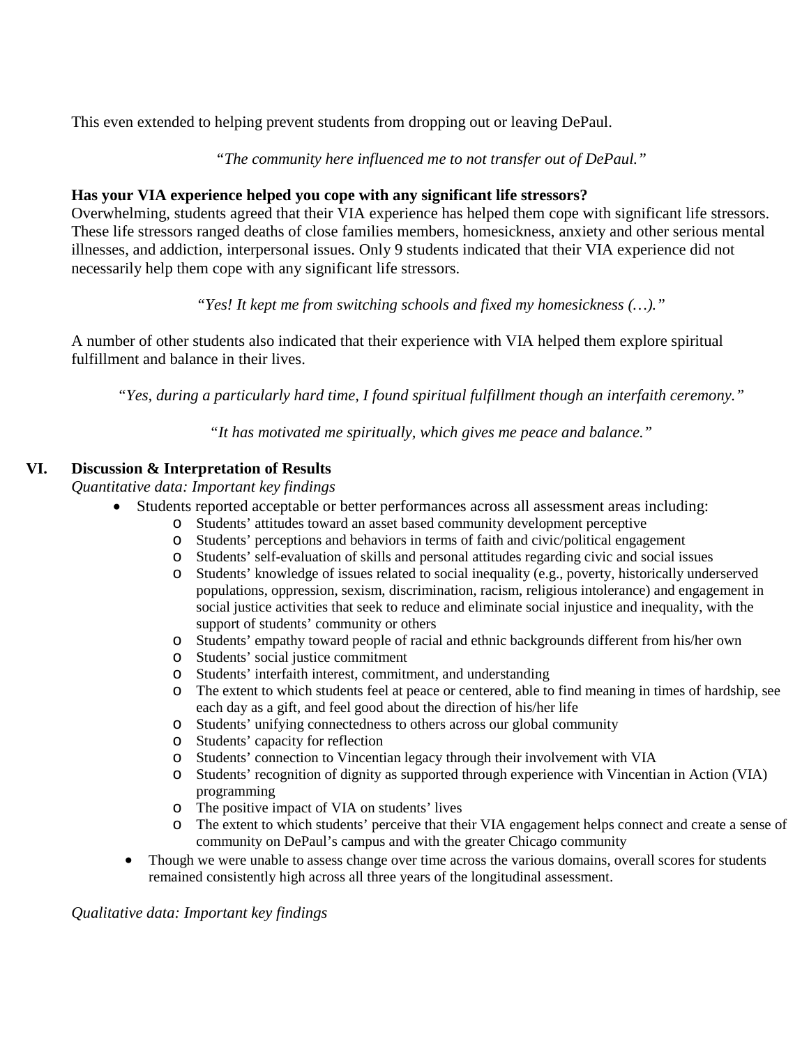This even extended to helping prevent students from dropping out or leaving DePaul.

> *"The community here influenced me to not transfer out of DePaul."*

**Has your VIA experience helped you cope with any significant life stressors?**
Overwhelming, students agreed that their VIA experience has helped them cope with significant life stressors. These life stressors ranged deaths of close families members, homesickness, anxiety and other serious mental illnesses, and addiction, interpersonal issues. Only 9 students indicated that their VIA experience did not necessarily help them cope with any significant life stressors.

> *"Yes! It kept me from switching schools and fixed my homesickness (…)."*

A number of other students also indicated that their experience with VIA helped them explore spiritual fulfillment and balance in their lives.

> *"Yes, during a particularly hard time, I found spiritual fulfillment though an interfaith ceremony."*

> *"It has motivated me spiritually, which gives me peace and balance."*

## VI. Discussion & Interpretation of Results

*Quantitative data: Important key findings*

- Students reported acceptable or better performances across all assessment areas including:
  - Students' attitudes toward an asset based community development perceptive
  - Students' perceptions and behaviors in terms of faith and civic/political engagement
  - Students' self-evaluation of skills and personal attitudes regarding civic and social issues
  - Students' knowledge of issues related to social inequality (e.g., poverty, historically underserved populations, oppression, sexism, discrimination, racism, religious intolerance) and engagement in social justice activities that seek to reduce and eliminate social injustice and inequality, with the support of students' community or others
  - Students' empathy toward people of racial and ethnic backgrounds different from his/her own
  - Students' social justice commitment
  - Students' interfaith interest, commitment, and understanding
  - The extent to which students feel at peace or centered, able to find meaning in times of hardship, see each day as a gift, and feel good about the direction of his/her life
  - Students' unifying connectedness to others across our global community
  - Students' capacity for reflection
  - Students' connection to Vincentian legacy through their involvement with VIA
  - Students' recognition of dignity as supported through experience with Vincentian in Action (VIA) programming
  - The positive impact of VIA on students' lives
  - The extent to which students' perceive that their VIA engagement helps connect and create a sense of community on DePaul's campus and with the greater Chicago community
- Though we were unable to assess change over time across the various domains, overall scores for students remained consistently high across all three years of the longitudinal assessment.

*Qualitative data: Important key findings*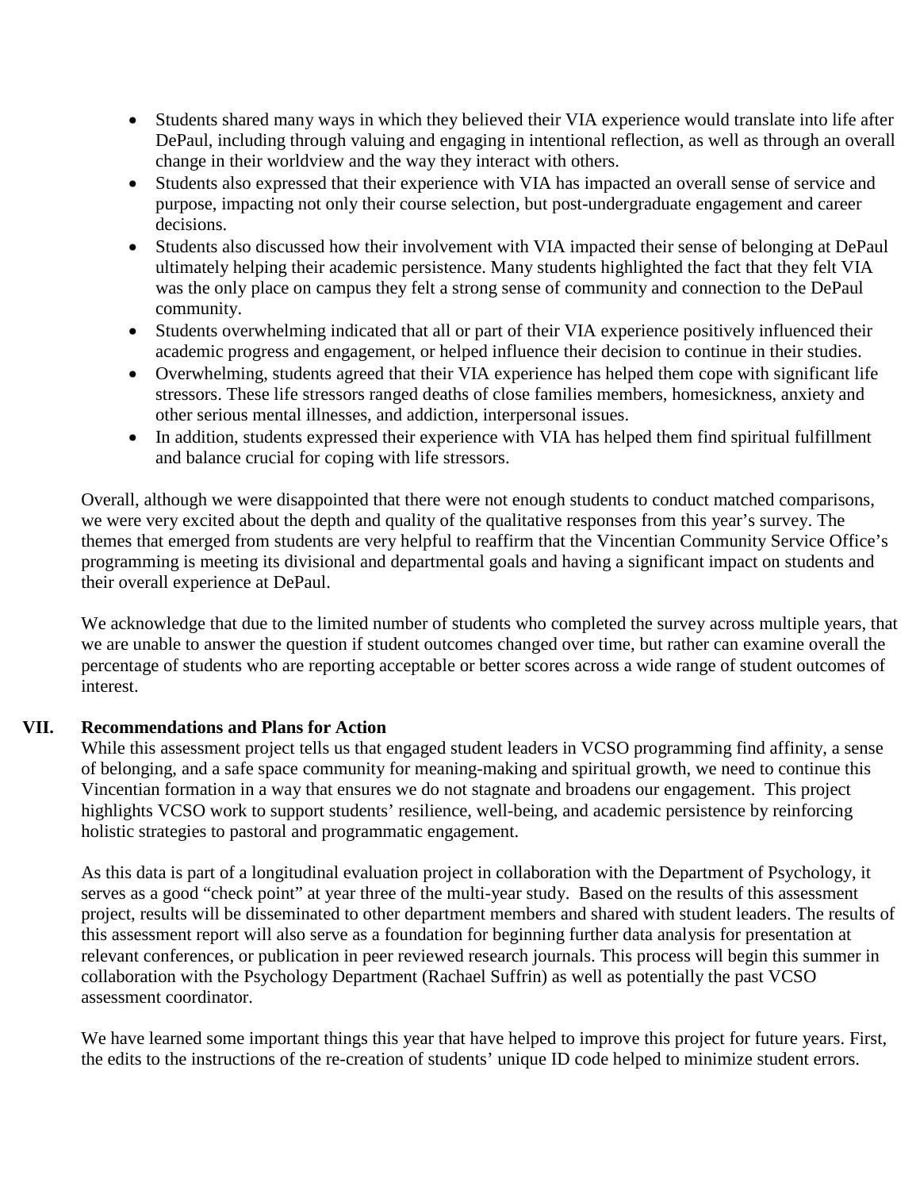- Students shared many ways in which they believed their VIA experience would translate into life after DePaul, including through valuing and engaging in intentional reflection, as well as through an overall change in their worldview and the way they interact with others.
- Students also expressed that their experience with VIA has impacted an overall sense of service and purpose, impacting not only their course selection, but post-undergraduate engagement and career decisions.
- Students also discussed how their involvement with VIA impacted their sense of belonging at DePaul ultimately helping their academic persistence. Many students highlighted the fact that they felt VIA was the only place on campus they felt a strong sense of community and connection to the DePaul community.
- Students overwhelming indicated that all or part of their VIA experience positively influenced their academic progress and engagement, or helped influence their decision to continue in their studies.
- Overwhelming, students agreed that their VIA experience has helped them cope with significant life stressors. These life stressors ranged deaths of close families members, homesickness, anxiety and other serious mental illnesses, and addiction, interpersonal issues.
- In addition, students expressed their experience with VIA has helped them find spiritual fulfillment and balance crucial for coping with life stressors.

Overall, although we were disappointed that there were not enough students to conduct matched comparisons, we were very excited about the depth and quality of the qualitative responses from this year's survey. The themes that emerged from students are very helpful to reaffirm that the Vincentian Community Service Office's programming is meeting its divisional and departmental goals and having a significant impact on students and their overall experience at DePaul.

We acknowledge that due to the limited number of students who completed the survey across multiple years, that we are unable to answer the question if student outcomes changed over time, but rather can examine overall the percentage of students who are reporting acceptable or better scores across a wide range of student outcomes of interest.

## VII. Recommendations and Plans for Action

While this assessment project tells us that engaged student leaders in VCSO programming find affinity, a sense of belonging, and a safe space community for meaning-making and spiritual growth, we need to continue this Vincentian formation in a way that ensures we do not stagnate and broadens our engagement. This project highlights VCSO work to support students' resilience, well-being, and academic persistence by reinforcing holistic strategies to pastoral and programmatic engagement.

As this data is part of a longitudinal evaluation project in collaboration with the Department of Psychology, it serves as a good "check point" at year three of the multi-year study. Based on the results of this assessment project, results will be disseminated to other department members and shared with student leaders. The results of this assessment report will also serve as a foundation for beginning further data analysis for presentation at relevant conferences, or publication in peer reviewed research journals. This process will begin this summer in collaboration with the Psychology Department (Rachael Suffrin) as well as potentially the past VCSO assessment coordinator.

We have learned some important things this year that have helped to improve this project for future years. First, the edits to the instructions of the re-creation of students' unique ID code helped to minimize student errors.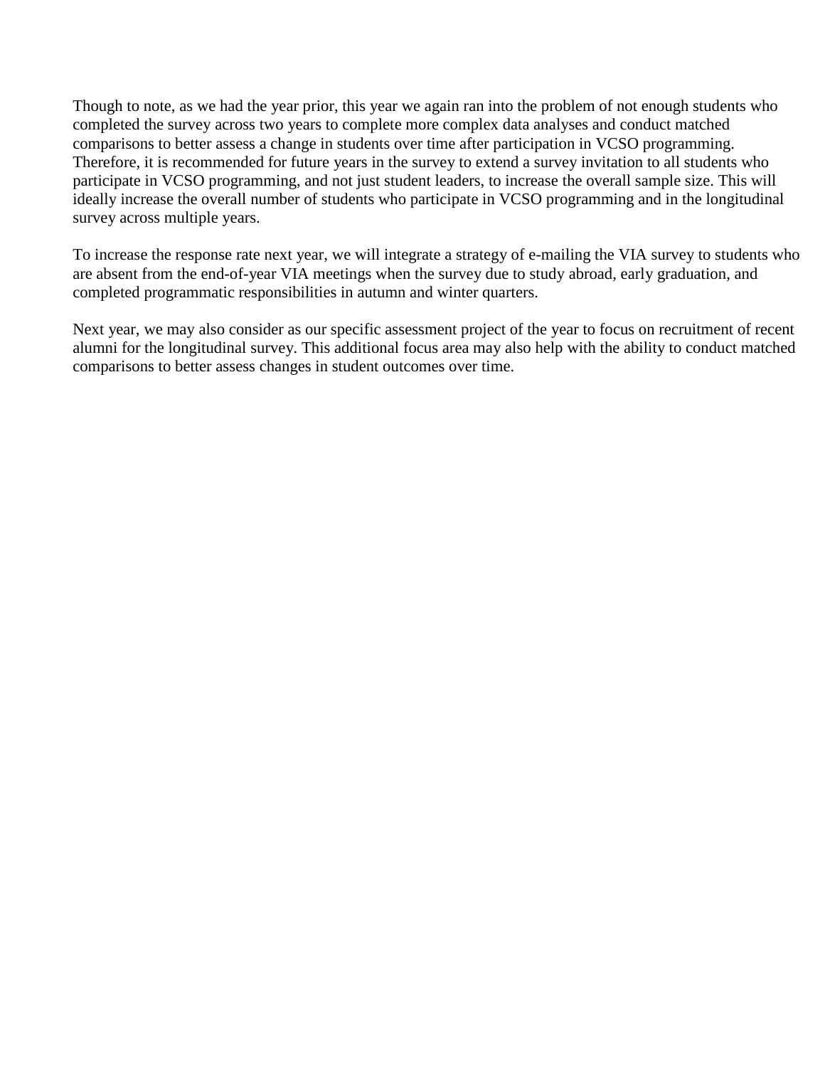Though to note, as we had the year prior, this year we again ran into the problem of not enough students who completed the survey across two years to complete more complex data analyses and conduct matched comparisons to better assess a change in students over time after participation in VCSO programming. Therefore, it is recommended for future years in the survey to extend a survey invitation to all students who participate in VCSO programming, and not just student leaders, to increase the overall sample size. This will ideally increase the overall number of students who participate in VCSO programming and in the longitudinal survey across multiple years.

To increase the response rate next year, we will integrate a strategy of e-mailing the VIA survey to students who are absent from the end-of-year VIA meetings when the survey due to study abroad, early graduation, and completed programmatic responsibilities in autumn and winter quarters.

Next year, we may also consider as our specific assessment project of the year to focus on recruitment of recent alumni for the longitudinal survey. This additional focus area may also help with the ability to conduct matched comparisons to better assess changes in student outcomes over time.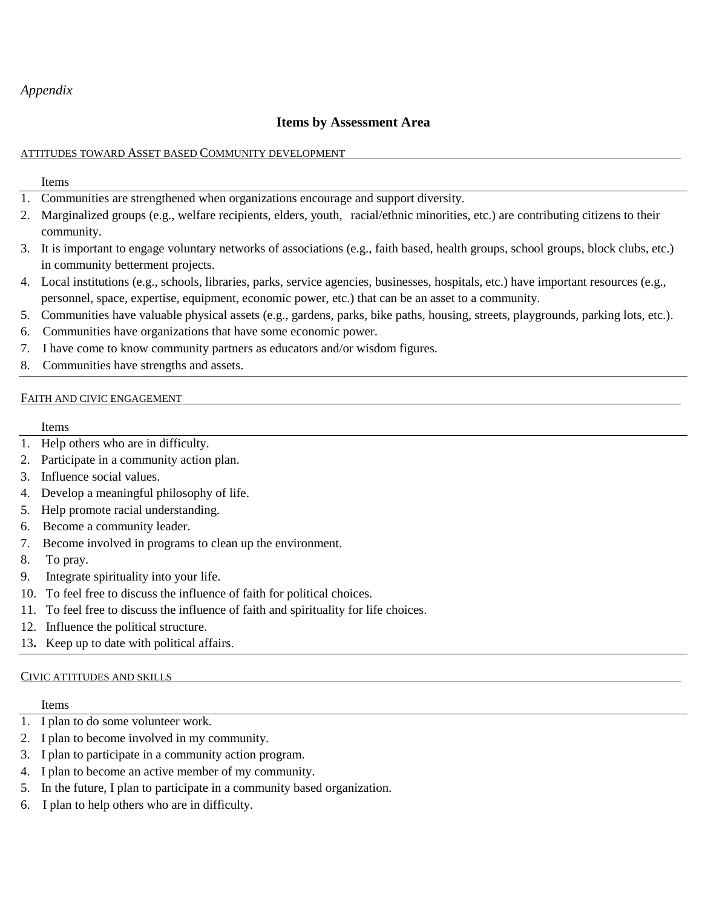*Appendix*

## Items by Assessment Area

ATTITUDES TOWARD ASSET BASED COMMUNITY DEVELOPMENT

| Items |
|---|
| 1. Communities are strengthened when organizations encourage and support diversity. |
| 2. Marginalized groups (e.g., welfare recipients, elders, youth, racial/ethnic minorities, etc.) are contributing citizens to their community. |
| 3. It is important to engage voluntary networks of associations (e.g., faith based, health groups, school groups, block clubs, etc.) in community betterment projects. |
| 4. Local institutions (e.g., schools, libraries, parks, service agencies, businesses, hospitals, etc.) have important resources (e.g., personnel, space, expertise, equipment, economic power, etc.) that can be an asset to a community. |
| 5. Communities have valuable physical assets (e.g., gardens, parks, bike paths, housing, streets, playgrounds, parking lots, etc.). |
| 6. Communities have organizations that have some economic power. |
| 7. I have come to know community partners as educators and/or wisdom figures. |
| 8. Communities have strengths and assets. |

FAITH AND CIVIC ENGAGEMENT

| Items |
|---|
| 1. Help others who are in difficulty. |
| 2. Participate in a community action plan. |
| 3. Influence social values. |
| 4. Develop a meaningful philosophy of life. |
| 5. Help promote racial understanding. |
| 6. Become a community leader. |
| 7. Become involved in programs to clean up the environment. |
| 8. To pray. |
| 9. Integrate spirituality into your life. |
| 10. To feel free to discuss the influence of faith for political choices. |
| 11. To feel free to discuss the influence of faith and spirituality for life choices. |
| 12. Influence the political structure. |
| 13. Keep up to date with political affairs. |

CIVIC ATTITUDES AND SKILLS

| Items |
|---|
| 1. I plan to do some volunteer work. |
| 2. I plan to become involved in my community. |
| 3. I plan to participate in a community action program. |
| 4. I plan to become an active member of my community. |
| 5. In the future, I plan to participate in a community based organization. |
| 6. I plan to help others who are in difficulty. |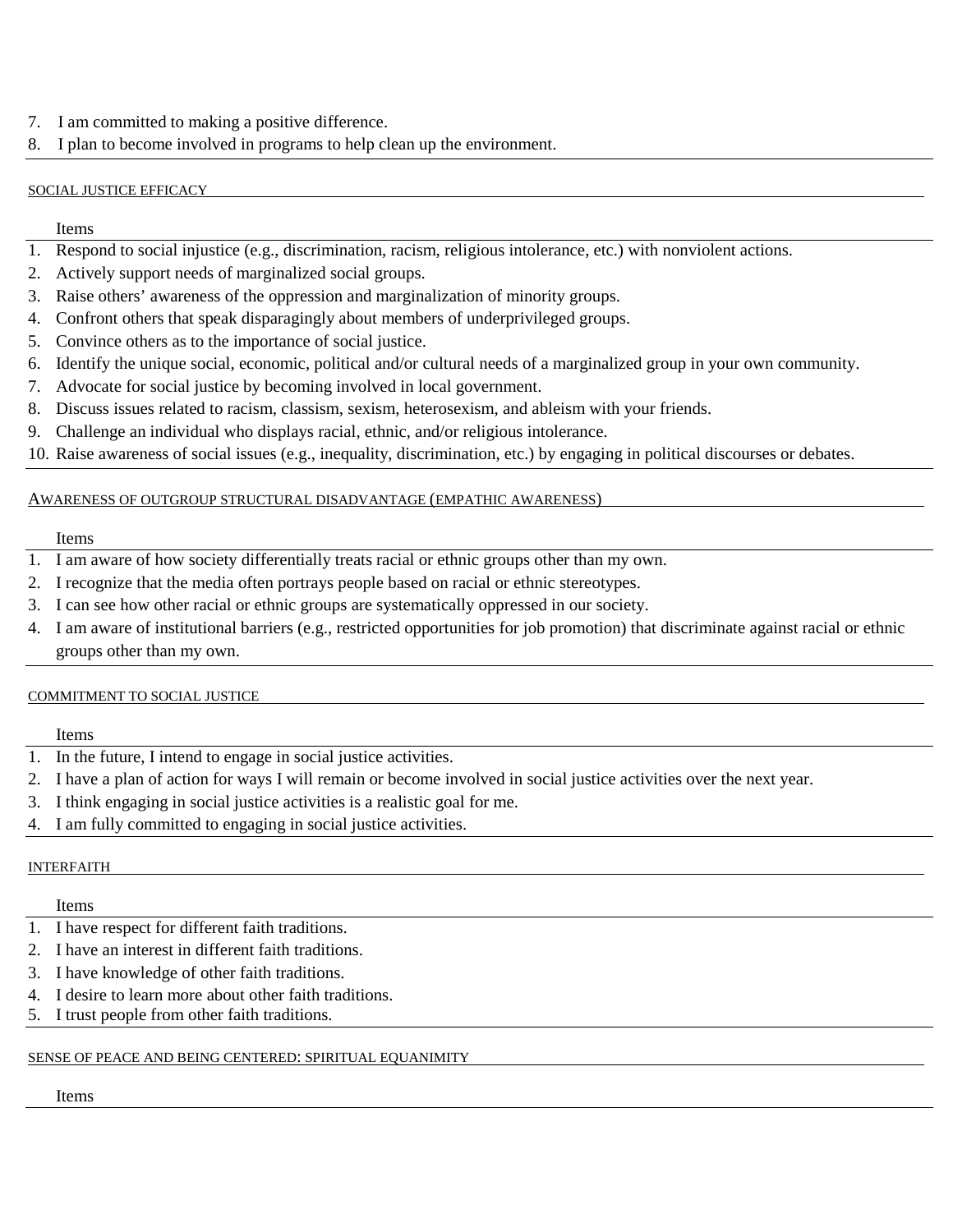7. I am committed to making a positive difference.
8. I plan to become involved in programs to help clean up the environment.

SOCIAL JUSTICE EFFICACY

| Items |
|---|
| 1. Respond to social injustice (e.g., discrimination, racism, religious intolerance, etc.) with nonviolent actions. |
| 2. Actively support needs of marginalized social groups. |
| 3. Raise others' awareness of the oppression and marginalization of minority groups. |
| 4. Confront others that speak disparagingly about members of underprivileged groups. |
| 5. Convince others as to the importance of social justice. |
| 6. Identify the unique social, economic, political and/or cultural needs of a marginalized group in your own community. |
| 7. Advocate for social justice by becoming involved in local government. |
| 8. Discuss issues related to racism, classism, sexism, heterosexism, and ableism with your friends. |
| 9. Challenge an individual who displays racial, ethnic, and/or religious intolerance. |
| 10. Raise awareness of social issues (e.g., inequality, discrimination, etc.) by engaging in political discourses or debates. |

AWARENESS OF OUTGROUP STRUCTURAL DISADVANTAGE (EMPATHIC AWARENESS)

| Items |
|---|
| 1. I am aware of how society differentially treats racial or ethnic groups other than my own. |
| 2. I recognize that the media often portrays people based on racial or ethnic stereotypes. |
| 3. I can see how other racial or ethnic groups are systematically oppressed in our society. |
| 4. I am aware of institutional barriers (e.g., restricted opportunities for job promotion) that discriminate against racial or ethnic groups other than my own. |

COMMITMENT TO SOCIAL JUSTICE

| Items |
|---|
| 1. In the future, I intend to engage in social justice activities. |
| 2. I have a plan of action for ways I will remain or become involved in social justice activities over the next year. |
| 3. I think engaging in social justice activities is a realistic goal for me. |
| 4. I am fully committed to engaging in social justice activities. |

INTERFAITH

| Items |
|---|
| 1. I have respect for different faith traditions. |
| 2. I have an interest in different faith traditions. |
| 3. I have knowledge of other faith traditions. |
| 4. I desire to learn more about other faith traditions. |
| 5. I trust people from other faith traditions. |

SENSE OF PEACE AND BEING CENTERED: SPIRITUAL EQUANIMITY

| Items |
|---|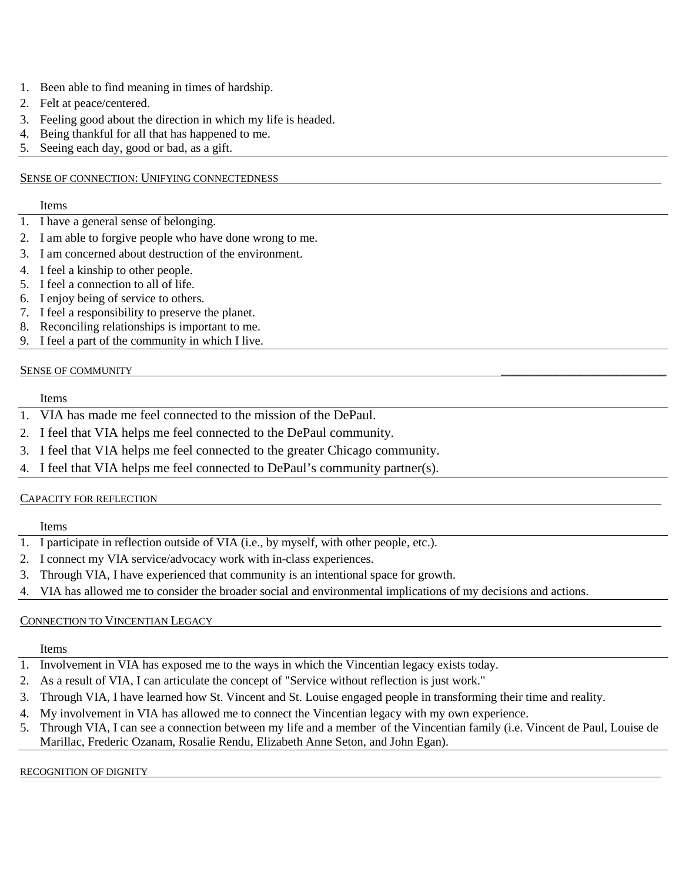1. Been able to find meaning in times of hardship.
2. Felt at peace/centered.
3. Feeling good about the direction in which my life is headed.
4. Being thankful for all that has happened to me.
5. Seeing each day, good or bad, as a gift.

SENSE OF CONNECTION: UNIFYING CONNECTEDNESS

| Items |
|---|
| 1. I have a general sense of belonging. |
| 2. I am able to forgive people who have done wrong to me. |
| 3. I am concerned about destruction of the environment. |
| 4. I feel a kinship to other people. |
| 5. I feel a connection to all of life. |
| 6. I enjoy being of service to others. |
| 7. I feel a responsibility to preserve the planet. |
| 8. Reconciling relationships is important to me. |
| 9. I feel a part of the community in which I live. |

SENSE OF COMMUNITY

| Items |
|---|
| 1. VIA has made me feel connected to the mission of the DePaul. |
| 2. I feel that VIA helps me feel connected to the DePaul community. |
| 3. I feel that VIA helps me feel connected to the greater Chicago community. |
| 4. I feel that VIA helps me feel connected to DePaul's community partner(s). |

CAPACITY FOR REFLECTION

| Items |
|---|
| 1. I participate in reflection outside of VIA (i.e., by myself, with other people, etc.). |
| 2. I connect my VIA service/advocacy work with in-class experiences. |
| 3. Through VIA, I have experienced that community is an intentional space for growth. |
| 4. VIA has allowed me to consider the broader social and environmental implications of my decisions and actions. |

CONNECTION TO VINCENTIAN LEGACY

| Items |
|---|
| 1. Involvement in VIA has exposed me to the ways in which the Vincentian legacy exists today. |
| 2. As a result of VIA, I can articulate the concept of "Service without reflection is just work." |
| 3. Through VIA, I have learned how St. Vincent and St. Louise engaged people in transforming their time and reality. |
| 4. My involvement in VIA has allowed me to connect the Vincentian legacy with my own experience. |
| 5. Through VIA, I can see a connection between my life and a member of the Vincentian family (i.e. Vincent de Paul, Louise de Marillac, Frederic Ozanam, Rosalie Rendu, Elizabeth Anne Seton, and John Egan). |

RECOGNITION OF DIGNITY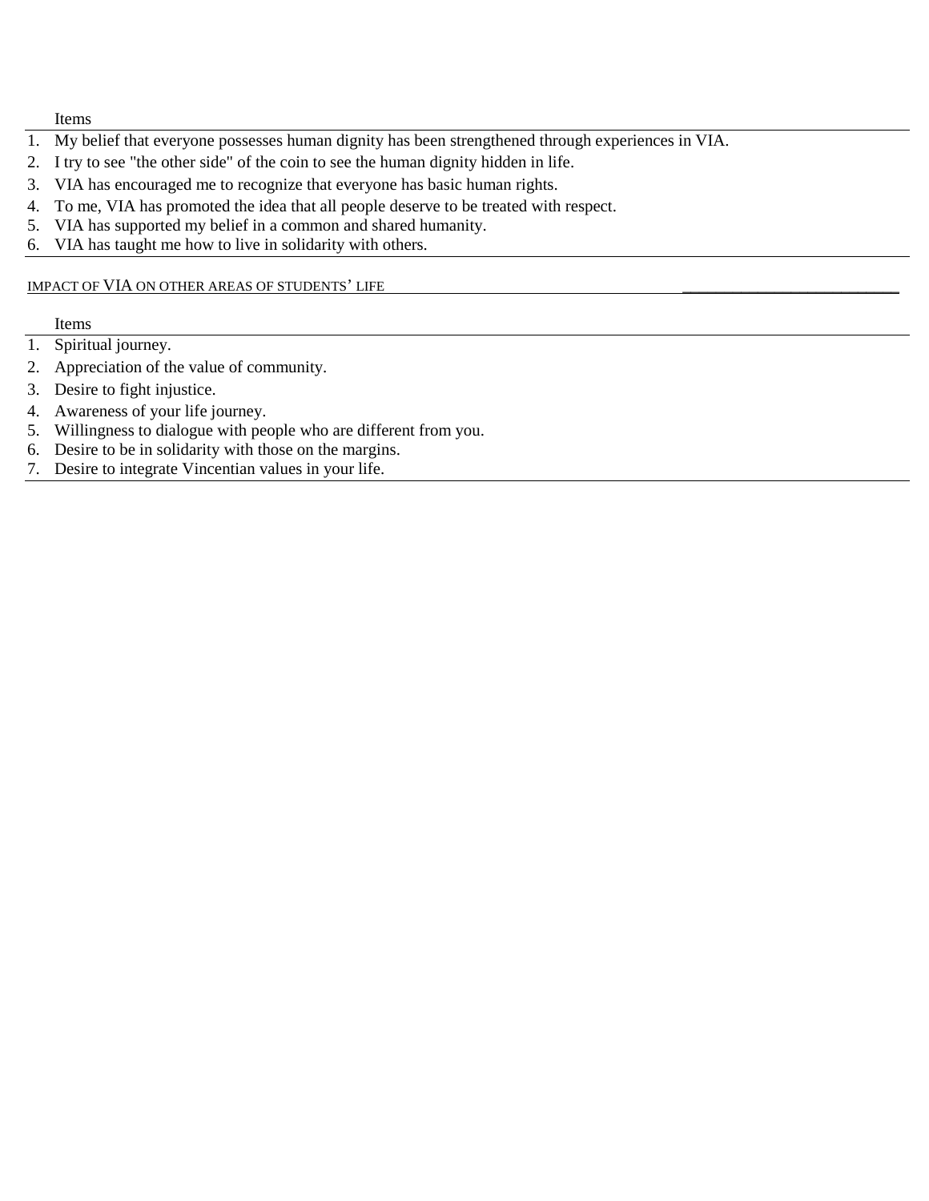| | Items |
|---|---|
| 1. | My belief that everyone possesses human dignity has been strengthened through experiences in VIA. |
| 2. | I try to see "the other side" of the coin to see the human dignity hidden in life. |
| 3. | VIA has encouraged me to recognize that everyone has basic human rights. |
| 4. | To me, VIA has promoted the idea that all people deserve to be treated with respect. |
| 5. | VIA has supported my belief in a common and shared humanity. |
| 6. | VIA has taught me how to live in solidarity with others. |

IMPACT OF VIA ON OTHER AREAS OF STUDENTS' LIFE

| | Items |
|---|---|
| 1. | Spiritual journey. |
| 2. | Appreciation of the value of community. |
| 3. | Desire to fight injustice. |
| 4. | Awareness of your life journey. |
| 5. | Willingness to dialogue with people who are different from you. |
| 6. | Desire to be in solidarity with those on the margins. |
| 7. | Desire to integrate Vincentian values in your life. |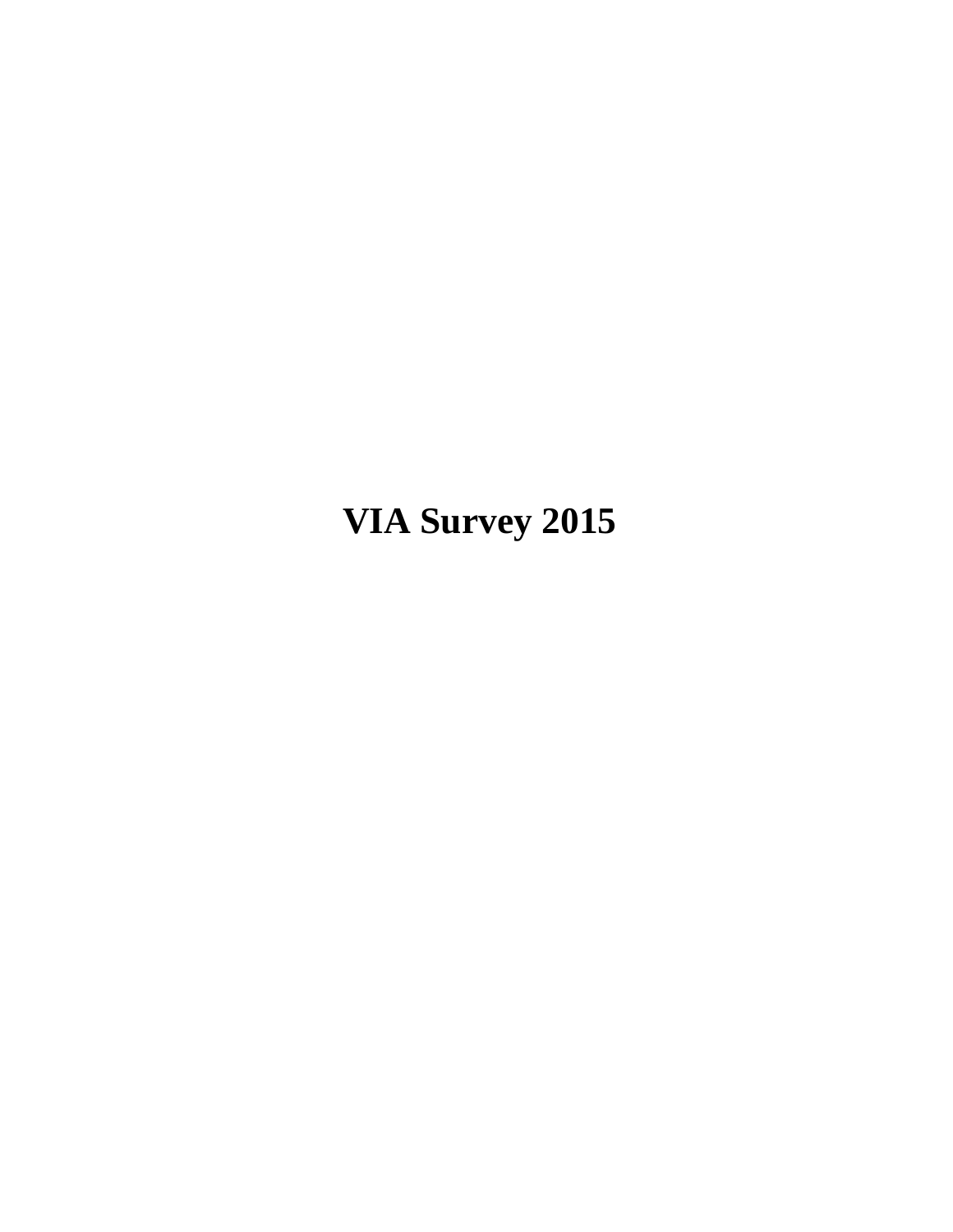# VIA Survey 2015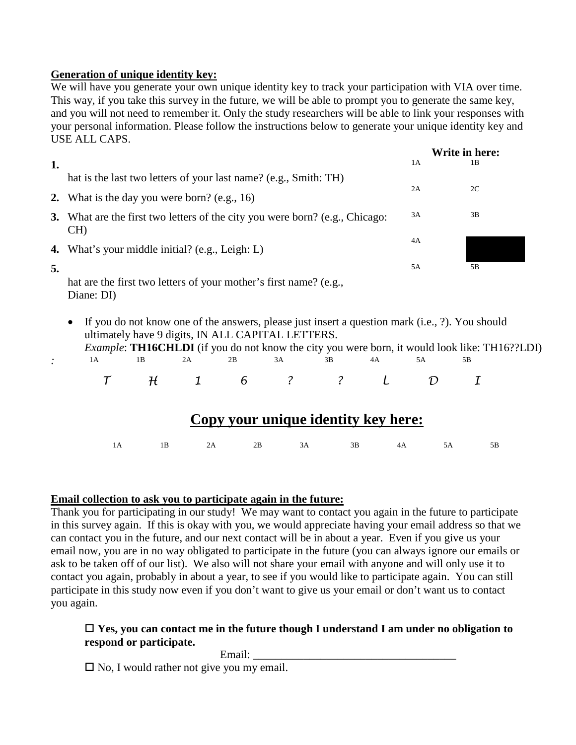**Generation of unique identity key:**

We will have you generate your own unique identity key to track your participation with VIA over time. This way, if you take this survey in the future, we will be able to prompt you to generate the same key, and you will not need to remember it. Only the study researchers will be able to link your responses with your personal information. Please follow the instructions below to generate your unique identity key and USE ALL CAPS.

| | | Write in here: | |
|---|---|---|---|
| **1.** | hat is the last two letters of your last name? (e.g., Smith: TH) | 1A | 1B |
| **2.** | What is the day you were born? (e.g., 16) | 2A | 2C |
| **3.** | What are the first two letters of the city you were born? (e.g., Chicago: CH) | 3A | 3B |
| **4.** | What's your middle initial? (e.g., Leigh: L) | 4A | |
| **5.** | hat are the first two letters of your mother's first name? (e.g., Diane: DI) | 5A | 5B |

- If you do not know one of the answers, please just insert a question mark (i.e., ?). You should ultimately have 9 digits, IN ALL CAPITAL LETTERS.
  *Example*: **TH16CHLDI** (if you do not know the city you were born, it would look like: TH16??LDI)

:

| 1A | 1B | 2A | 2B | 3A | 3B | 4A | 5A | 5B |
|---|---|---|---|---|---|---|---|---|
| T | H | 1 | 6 | ? | ? | L | D | I |

## Copy your unique identity key here:

| 1A | 1B | 2A | 2B | 3A | 3B | 4A | 5A | 5B |
|---|---|---|---|---|---|---|---|---|
| | | | | | | | | |

**Email collection to ask you to participate again in the future:**

Thank you for participating in our study! We may want to contact you again in the future to participate in this survey again. If this is okay with you, we would appreciate having your email address so that we can contact you in the future, and our next contact will be in about a year. Even if you give us your email now, you are in no way obligated to participate in the future (you can always ignore our emails or ask to be taken off of our list). We also will not share your email with anyone and will only use it to contact you again, probably in about a year, to see if you would like to participate again. You can still participate in this study now even if you don't want to give us your email or don't want us to contact you again.

☐ **Yes, you can contact me in the future though I understand I am under no obligation to respond or participate.**

Email: ___________________________________

☐ No, I would rather not give you my email.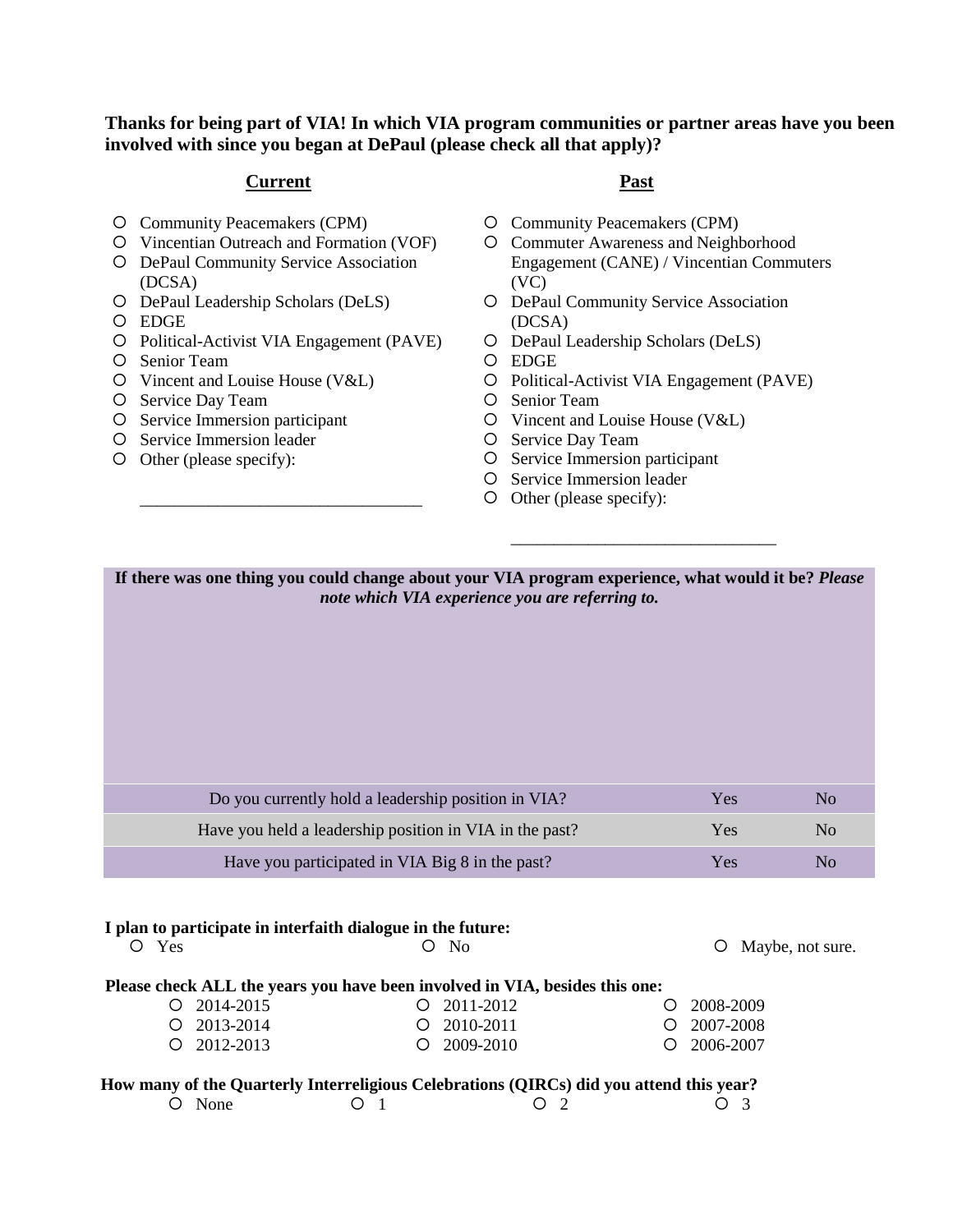**Thanks for being part of VIA! In which VIA program communities or partner areas have you been involved with since you began at DePaul (please check all that apply)?**

**Current**

- Community Peacemakers (CPM)
- Vincentian Outreach and Formation (VOF)
- DePaul Community Service Association (DCSA)
- DePaul Leadership Scholars (DeLS)
- EDGE
- Political-Activist VIA Engagement (PAVE)
- Senior Team
- Vincent and Louise House (V&L)
- Service Day Team
- Service Immersion participant
- Service Immersion leader
- Other (please specify):

_________________________________

**Past**

- Community Peacemakers (CPM)
- Commuter Awareness and Neighborhood Engagement (CANE) / Vincentian Commuters (VC)
- DePaul Community Service Association (DCSA)
- DePaul Leadership Scholars (DeLS)
- EDGE
- Political-Activist VIA Engagement (PAVE)
- Senior Team
- Vincent and Louise House (V&L)
- Service Day Team
- Service Immersion participant
- Service Immersion leader
- Other (please specify):

_______________________________

**If there was one thing you could change about your VIA program experience, what would it be?** ***Please note which VIA experience you are referring to.***

| | | |
|---|---|---|
| Do you currently hold a leadership position in VIA? | Yes | No |
| Have you held a leadership position in VIA in the past? | Yes | No |
| Have you participated in VIA Big 8 in the past? | Yes | No |

**I plan to participate in interfaith dialogue in the future:**

- Yes
- No
- Maybe, not sure.

**Please check ALL the years you have been involved in VIA, besides this one:**

- 2014-2015
- 2013-2014
- 2012-2013
- 2011-2012
- 2010-2011
- 2009-2010
- 2008-2009
- 2007-2008
- 2006-2007

**How many of the Quarterly Interreligious Celebrations (QIRCs) did you attend this year?**

- None
- 1
- 2
- 3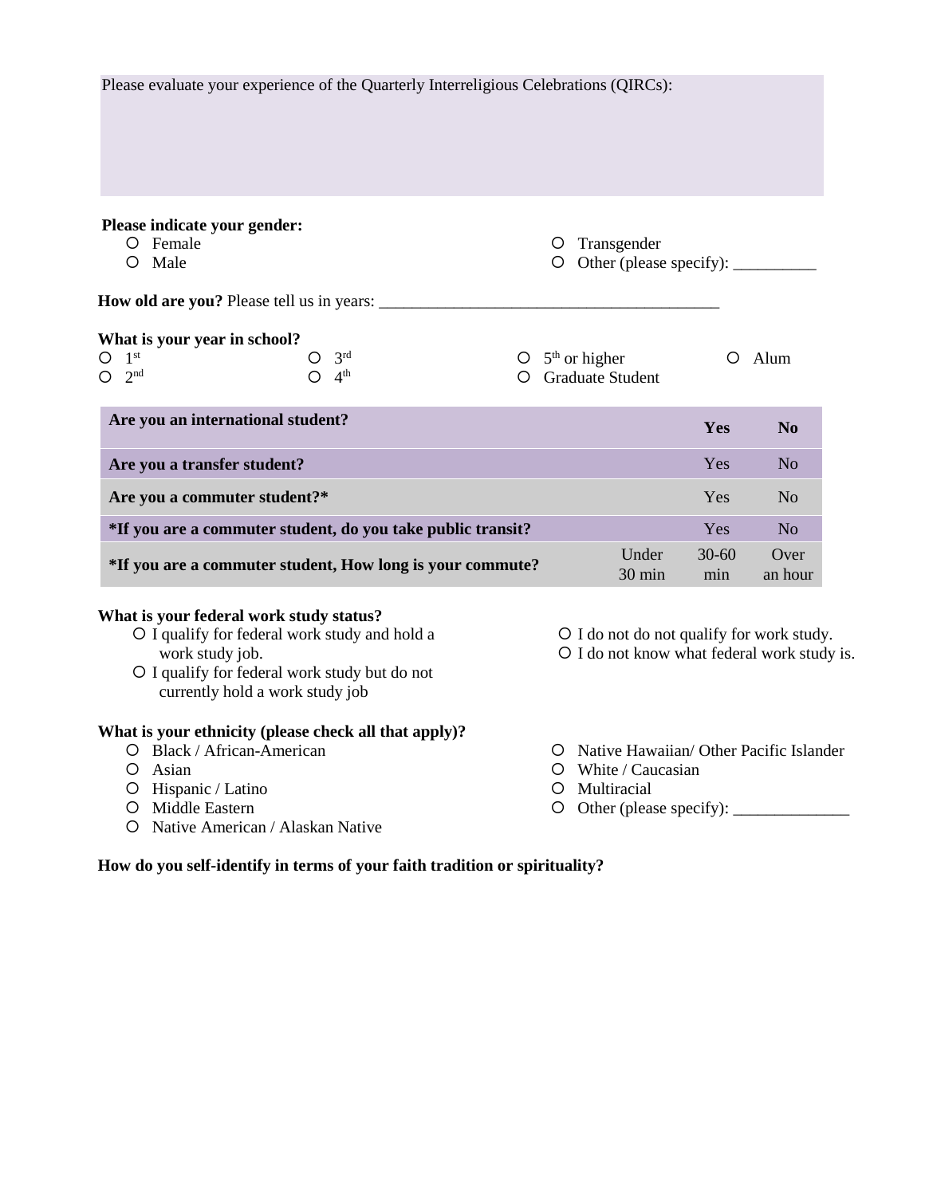Please evaluate your experience of the Quarterly Interreligious Celebrations (QIRCs):

**Please indicate your gender:**

- ○ Female
- ○ Male
- ○ Transgender
- ○ Other (please specify): __________

**How old are you?** Please tell us in years: __________________________________________

**What is your year in school?**

- ○ 1st
- ○ 2nd
- ○ 3rd
- ○ 4th
- ○ 5th or higher
- ○ Graduate Student
- ○ Alum

| | | | |
|---|---|---|---|
| **Are you an international student?** | | **Yes** | **No** |
| **Are you a transfer student?** | | Yes | No |
| **Are you a commuter student?*** | | Yes | No |
| ***If you are a commuter student, do you take public transit?** | | Yes | No |
| ***If you are a commuter student, How long is your commute?** | Under 30 min | 30-60 min | Over an hour |

**What is your federal work study status?**

- ○ I qualify for federal work study and hold a work study job.
- ○ I qualify for federal work study but do not currently hold a work study job
- ○ I do not do not qualify for work study.
- ○ I do not know what federal work study is.

**What is your ethnicity (please check all that apply)?**

- ○ Black / African-American
- ○ Asian
- ○ Hispanic / Latino
- ○ Middle Eastern
- ○ Native American / Alaskan Native
- ○ Native Hawaiian/ Other Pacific Islander
- ○ White / Caucasian
- ○ Multiracial
- ○ Other (please specify): ______________

**How do you self-identify in terms of your faith tradition or spirituality?**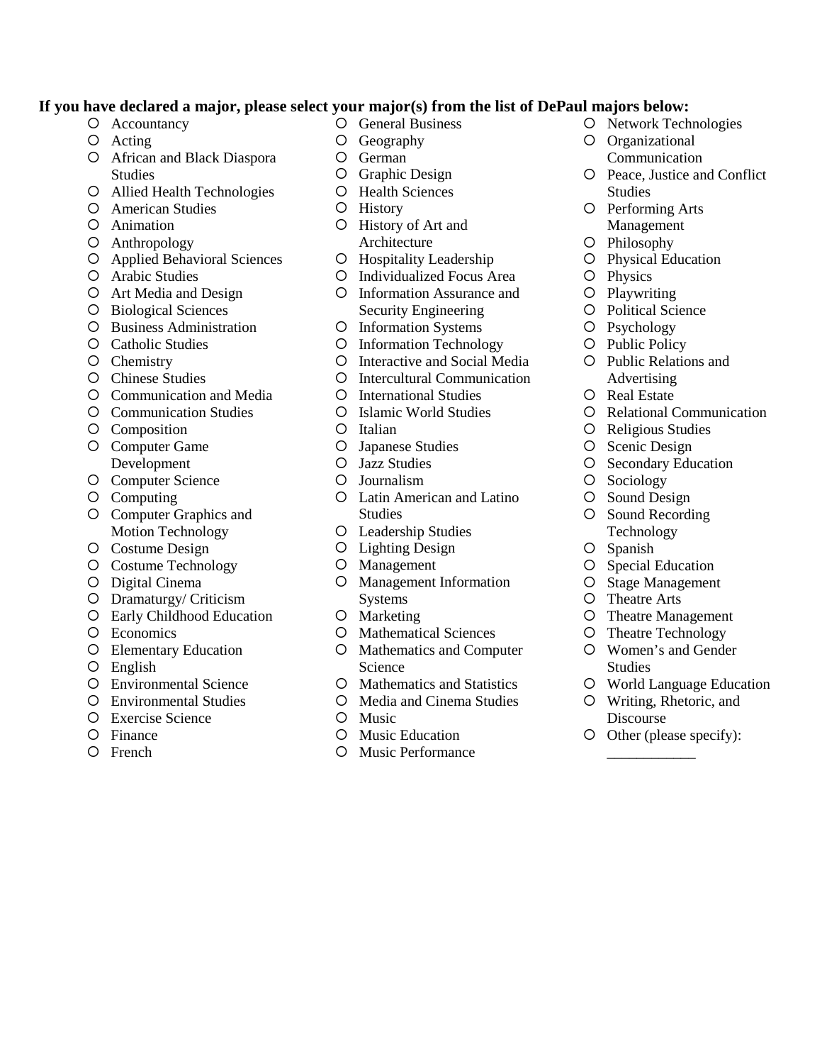**If you have declared a major, please select your major(s) from the list of DePaul majors below:**

- Accountancy
- Acting
- African and Black Diaspora Studies
- Allied Health Technologies
- American Studies
- Animation
- Anthropology
- Applied Behavioral Sciences
- Arabic Studies
- Art Media and Design
- Biological Sciences
- Business Administration
- Catholic Studies
- Chemistry
- Chinese Studies
- Communication and Media
- Communication Studies
- Composition
- Computer Game Development
- Computer Science
- Computing
- Computer Graphics and Motion Technology
- Costume Design
- Costume Technology
- Digital Cinema
- Dramaturgy/ Criticism
- Early Childhood Education
- Economics
- Elementary Education
- English
- Environmental Science
- Environmental Studies
- Exercise Science
- Finance
- French
- General Business
- Geography
- German
- Graphic Design
- Health Sciences
- History
- History of Art and Architecture
- Hospitality Leadership
- Individualized Focus Area
- Information Assurance and Security Engineering
- Information Systems
- Information Technology
- Interactive and Social Media
- Intercultural Communication
- International Studies
- Islamic World Studies
- Italian
- Japanese Studies
- Jazz Studies
- Journalism
- Latin American and Latino Studies
- Leadership Studies
- Lighting Design
- Management
- Management Information Systems
- Marketing
- Mathematical Sciences
- Mathematics and Computer Science
- Mathematics and Statistics
- Media and Cinema Studies
- Music
- Music Education
- Music Performance
- Network Technologies
- Organizational Communication
- Peace, Justice and Conflict Studies
- Performing Arts Management
- Philosophy
- Physical Education
- Physics
- Playwriting
- Political Science
- Psychology
- Public Policy
- Public Relations and Advertising
- Real Estate
- Relational Communication
- Religious Studies
- Scenic Design
- Secondary Education
- Sociology
- Sound Design
- Sound Recording Technology
- Spanish
- Special Education
- Stage Management
- Theatre Arts
- Theatre Management
- Theatre Technology
- Women's and Gender Studies
- World Language Education
- Writing, Rhetoric, and Discourse
- Other (please specify): ____________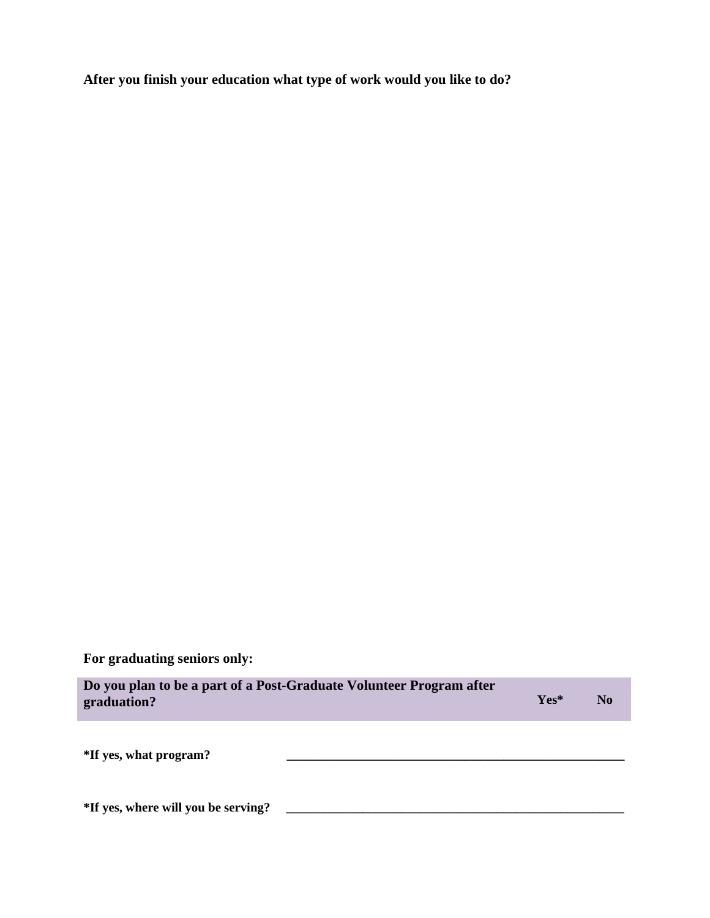**After you finish your education what type of work would you like to do?**

**For graduating seniors only:**

| | | |
|---|---|---|
| **Do you plan to be a part of a Post-Graduate Volunteer Program after graduation?** | **Yes*** | **No** |

**\*If yes, what program?** _______________________________________________

**\*If yes, where will you be serving?** _______________________________________________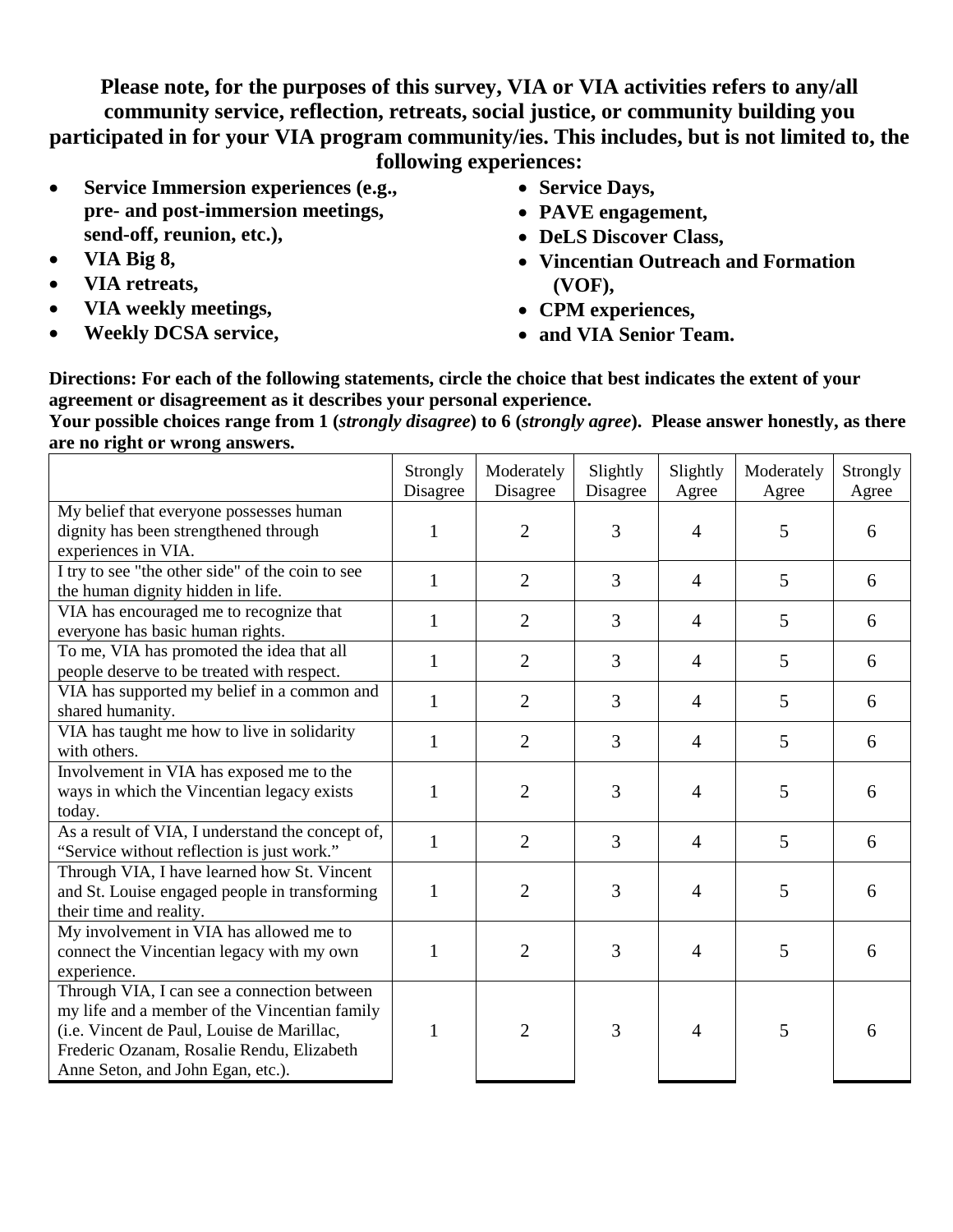**Please note, for the purposes of this survey, VIA or VIA activities refers to any/all community service, reflection, retreats, social justice, or community building you participated in for your VIA program community/ies. This includes, but is not limited to, the following experiences:**

- **Service Immersion experiences (e.g., pre- and post-immersion meetings, send-off, reunion, etc.),**
- **VIA Big 8,**
- **VIA retreats,**
- **VIA weekly meetings,**
- **Weekly DCSA service,**
- **Service Days,**
- **PAVE engagement,**
- **DeLS Discover Class,**
- **Vincentian Outreach and Formation (VOF),**
- **CPM experiences,**
- **and VIA Senior Team.**

**Directions: For each of the following statements, circle the choice that best indicates the extent of your agreement or disagreement as it describes your personal experience.**
**Your possible choices range from 1 (*strongly disagree*) to 6 (*strongly agree*). Please answer honestly, as there are no right or wrong answers.**

| | Strongly Disagree | Moderately Disagree | Slightly Disagree | Slightly Agree | Moderately Agree | Strongly Agree |
|---|---|---|---|---|---|---|
| My belief that everyone possesses human dignity has been strengthened through experiences in VIA. | 1 | 2 | 3 | 4 | 5 | 6 |
| I try to see "the other side" of the coin to see the human dignity hidden in life. | 1 | 2 | 3 | 4 | 5 | 6 |
| VIA has encouraged me to recognize that everyone has basic human rights. | 1 | 2 | 3 | 4 | 5 | 6 |
| To me, VIA has promoted the idea that all people deserve to be treated with respect. | 1 | 2 | 3 | 4 | 5 | 6 |
| VIA has supported my belief in a common and shared humanity. | 1 | 2 | 3 | 4 | 5 | 6 |
| VIA has taught me how to live in solidarity with others. | 1 | 2 | 3 | 4 | 5 | 6 |
| Involvement in VIA has exposed me to the ways in which the Vincentian legacy exists today. | 1 | 2 | 3 | 4 | 5 | 6 |
| As a result of VIA, I understand the concept of, "Service without reflection is just work." | 1 | 2 | 3 | 4 | 5 | 6 |
| Through VIA, I have learned how St. Vincent and St. Louise engaged people in transforming their time and reality. | 1 | 2 | 3 | 4 | 5 | 6 |
| My involvement in VIA has allowed me to connect the Vincentian legacy with my own experience. | 1 | 2 | 3 | 4 | 5 | 6 |
| Through VIA, I can see a connection between my life and a member of the Vincentian family (i.e. Vincent de Paul, Louise de Marillac, Frederic Ozanam, Rosalie Rendu, Elizabeth Anne Seton, and John Egan, etc.). | 1 | 2 | 3 | 4 | 5 | 6 |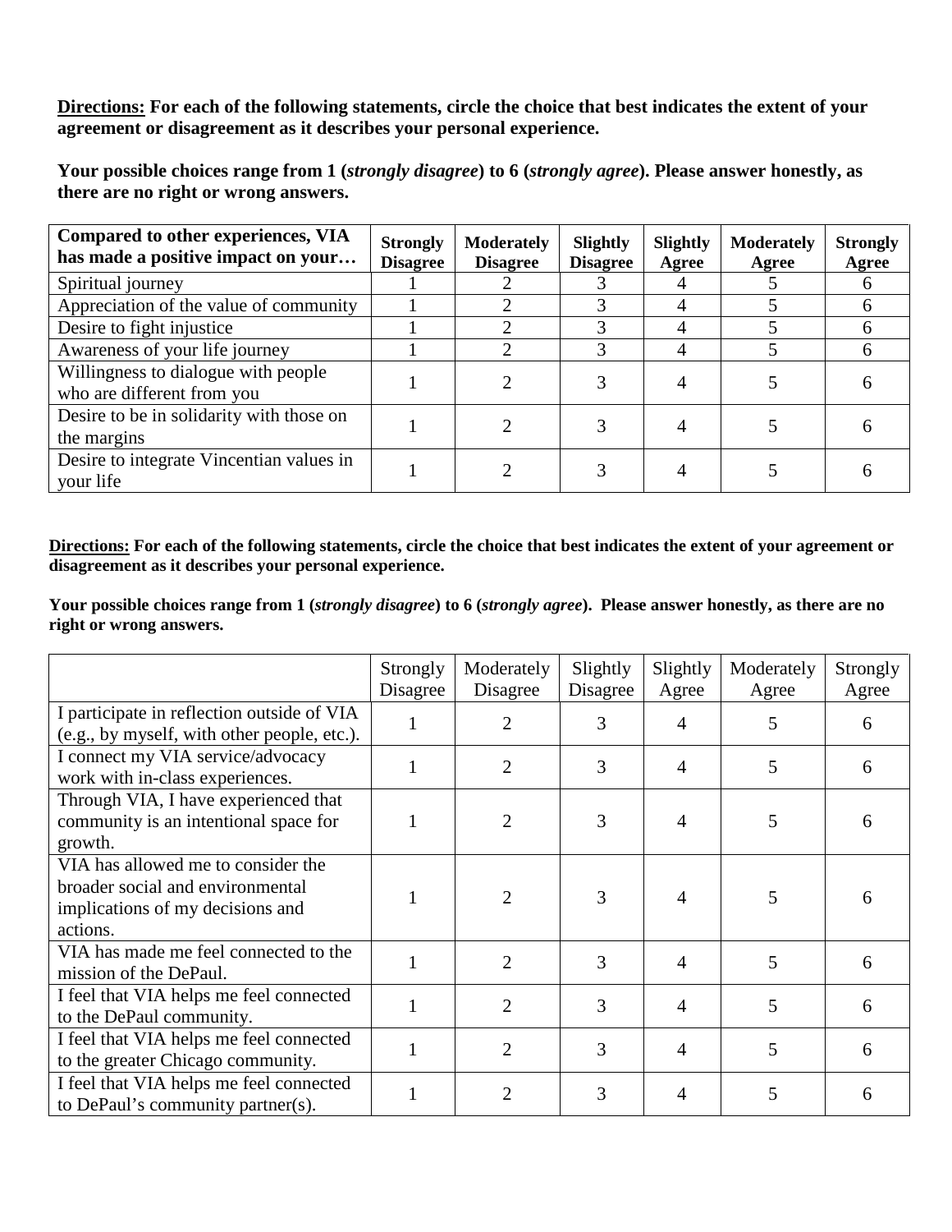**Directions:** **For each of the following statements, circle the choice that best indicates the extent of your agreement or disagreement as it describes your personal experience.**

**Your possible choices range from 1 (*strongly disagree*) to 6 (*strongly agree*). Please answer honestly, as there are no right or wrong answers.**

| **Compared to other experiences, VIA has made a positive impact on your…** | **Strongly Disagree** | **Moderately Disagree** | **Slightly Disagree** | **Slightly Agree** | **Moderately Agree** | **Strongly Agree** |
|---|---|---|---|---|---|---|
| Spiritual journey | 1 | 2 | 3 | 4 | 5 | 6 |
| Appreciation of the value of community | 1 | 2 | 3 | 4 | 5 | 6 |
| Desire to fight injustice | 1 | 2 | 3 | 4 | 5 | 6 |
| Awareness of your life journey | 1 | 2 | 3 | 4 | 5 | 6 |
| Willingness to dialogue with people who are different from you | 1 | 2 | 3 | 4 | 5 | 6 |
| Desire to be in solidarity with those on the margins | 1 | 2 | 3 | 4 | 5 | 6 |
| Desire to integrate Vincentian values in your life | 1 | 2 | 3 | 4 | 5 | 6 |

**Directions:** **For each of the following statements, circle the choice that best indicates the extent of your agreement or disagreement as it describes your personal experience.**

**Your possible choices range from 1 (*strongly disagree*) to 6 (*strongly agree*). Please answer honestly, as there are no right or wrong answers.**

| | Strongly Disagree | Moderately Disagree | Slightly Disagree | Slightly Agree | Moderately Agree | Strongly Agree |
|---|---|---|---|---|---|---|
| I participate in reflection outside of VIA (e.g., by myself, with other people, etc.). | 1 | 2 | 3 | 4 | 5 | 6 |
| I connect my VIA service/advocacy work with in-class experiences. | 1 | 2 | 3 | 4 | 5 | 6 |
| Through VIA, I have experienced that community is an intentional space for growth. | 1 | 2 | 3 | 4 | 5 | 6 |
| VIA has allowed me to consider the broader social and environmental implications of my decisions and actions. | 1 | 2 | 3 | 4 | 5 | 6 |
| VIA has made me feel connected to the mission of the DePaul. | 1 | 2 | 3 | 4 | 5 | 6 |
| I feel that VIA helps me feel connected to the DePaul community. | 1 | 2 | 3 | 4 | 5 | 6 |
| I feel that VIA helps me feel connected to the greater Chicago community. | 1 | 2 | 3 | 4 | 5 | 6 |
| I feel that VIA helps me feel connected to DePaul's community partner(s). | 1 | 2 | 3 | 4 | 5 | 6 |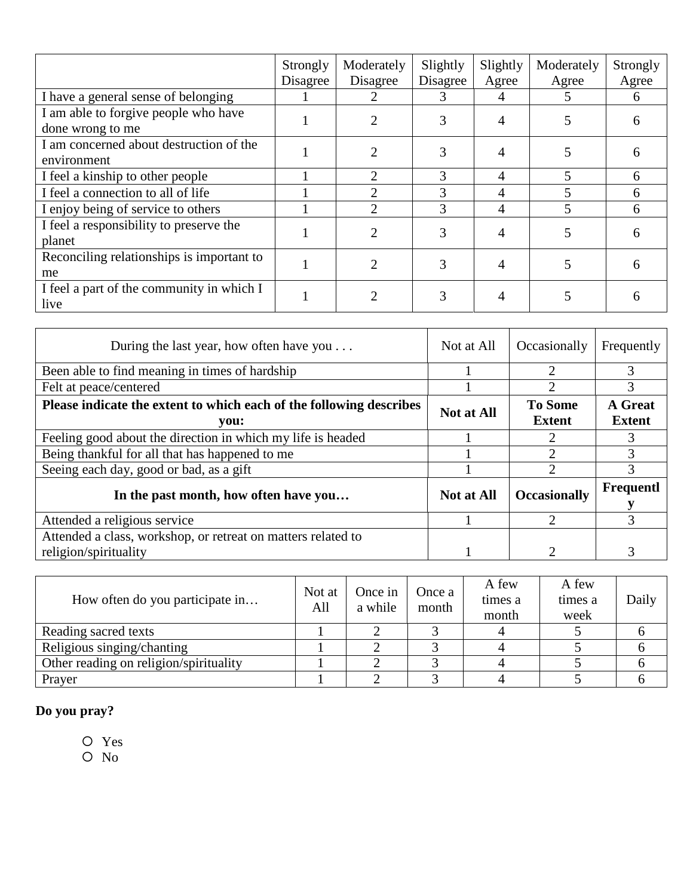| | Strongly Disagree | Moderately Disagree | Slightly Disagree | Slightly Agree | Moderately Agree | Strongly Agree |
|---|---|---|---|---|---|---|
| I have a general sense of belonging | 1 | 2 | 3 | 4 | 5 | 6 |
| I am able to forgive people who have done wrong to me | 1 | 2 | 3 | 4 | 5 | 6 |
| I am concerned about destruction of the environment | 1 | 2 | 3 | 4 | 5 | 6 |
| I feel a kinship to other people | 1 | 2 | 3 | 4 | 5 | 6 |
| I feel a connection to all of life | 1 | 2 | 3 | 4 | 5 | 6 |
| I enjoy being of service to others | 1 | 2 | 3 | 4 | 5 | 6 |
| I feel a responsibility to preserve the planet | 1 | 2 | 3 | 4 | 5 | 6 |
| Reconciling relationships is important to me | 1 | 2 | 3 | 4 | 5 | 6 |
| I feel a part of the community in which I live | 1 | 2 | 3 | 4 | 5 | 6 |

| During the last year, how often have you . . . | Not at All | Occasionally | Frequently |
|---|---|---|---|
| Been able to find meaning in times of hardship | 1 | 2 | 3 |
| Felt at peace/centered | 1 | 2 | 3 |
| **Please indicate the extent to which each of the following describes you:** | **Not at All** | **To Some Extent** | **A Great Extent** |
| Feeling good about the direction in which my life is headed | 1 | 2 | 3 |
| Being thankful for all that has happened to me | 1 | 2 | 3 |
| Seeing each day, good or bad, as a gift | 1 | 2 | 3 |
| **In the past month, how often have you…** | **Not at All** | **Occasionally** | **Frequently** |
| Attended a religious service | 1 | 2 | 3 |
| Attended a class, workshop, or retreat on matters related to religion/spirituality | 1 | 2 | 3 |

| How often do you participate in… | Not at All | Once in a while | Once a month | A few times a month | A few times a week | Daily |
|---|---|---|---|---|---|---|
| Reading sacred texts | 1 | 2 | 3 | 4 | 5 | 6 |
| Religious singing/chanting | 1 | 2 | 3 | 4 | 5 | 6 |
| Other reading on religion/spirituality | 1 | 2 | 3 | 4 | 5 | 6 |
| Prayer | 1 | 2 | 3 | 4 | 5 | 6 |

**Do you pray?**

- ○ Yes
- ○ No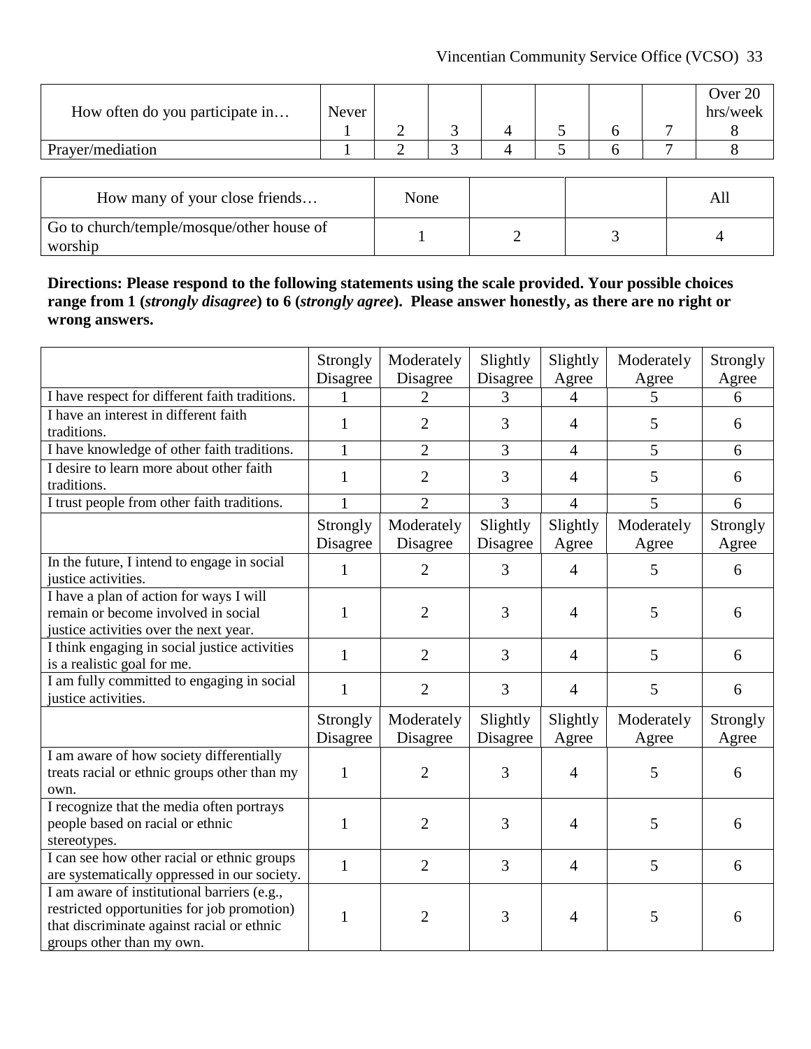| How often do you participate in… | Never 1 | 2 | 3 | 4 | 5 | 6 | 7 | Over 20 hrs/week 8 |
|---|---|---|---|---|---|---|---|---|
| Prayer/mediation | 1 | 2 | 3 | 4 | 5 | 6 | 7 | 8 |

| How many of your close friends… | None | | | All |
|---|---|---|---|---|
| Go to church/temple/mosque/other house of worship | 1 | 2 | 3 | 4 |

**Directions: Please respond to the following statements using the scale provided. Your possible choices range from 1 (*strongly disagree*) to 6 (*strongly agree*). Please answer honestly, as there are no right or wrong answers.**

| | Strongly Disagree | Moderately Disagree | Slightly Disagree | Slightly Agree | Moderately Agree | Strongly Agree |
|---|---|---|---|---|---|---|
| I have respect for different faith traditions. | 1 | 2 | 3 | 4 | 5 | 6 |
| I have an interest in different faith traditions. | 1 | 2 | 3 | 4 | 5 | 6 |
| I have knowledge of other faith traditions. | 1 | 2 | 3 | 4 | 5 | 6 |
| I desire to learn more about other faith traditions. | 1 | 2 | 3 | 4 | 5 | 6 |
| I trust people from other faith traditions. | 1 | 2 | 3 | 4 | 5 | 6 |
| | Strongly Disagree | Moderately Disagree | Slightly Disagree | Slightly Agree | Moderately Agree | Strongly Agree |
| In the future, I intend to engage in social justice activities. | 1 | 2 | 3 | 4 | 5 | 6 |
| I have a plan of action for ways I will remain or become involved in social justice activities over the next year. | 1 | 2 | 3 | 4 | 5 | 6 |
| I think engaging in social justice activities is a realistic goal for me. | 1 | 2 | 3 | 4 | 5 | 6 |
| I am fully committed to engaging in social justice activities. | 1 | 2 | 3 | 4 | 5 | 6 |
| | Strongly Disagree | Moderately Disagree | Slightly Disagree | Slightly Agree | Moderately Agree | Strongly Agree |
| I am aware of how society differentially treats racial or ethnic groups other than my own. | 1 | 2 | 3 | 4 | 5 | 6 |
| I recognize that the media often portrays people based on racial or ethnic stereotypes. | 1 | 2 | 3 | 4 | 5 | 6 |
| I can see how other racial or ethnic groups are systematically oppressed in our society. | 1 | 2 | 3 | 4 | 5 | 6 |
| I am aware of institutional barriers (e.g., restricted opportunities for job promotion) that discriminate against racial or ethnic groups other than my own. | 1 | 2 | 3 | 4 | 5 | 6 |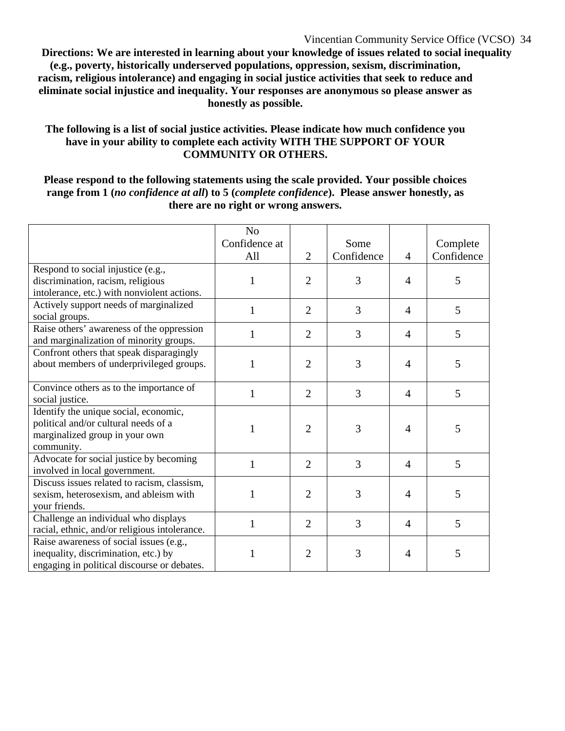**Directions: We are interested in learning about your knowledge of issues related to social inequality (e.g., poverty, historically underserved populations, oppression, sexism, discrimination, racism, religious intolerance) and engaging in social justice activities that seek to reduce and eliminate social injustice and inequality. Your responses are anonymous so please answer as honestly as possible.**

**The following is a list of social justice activities. Please indicate how much confidence you have in your ability to complete each activity WITH THE SUPPORT OF YOUR COMMUNITY OR OTHERS.**

**Please respond to the following statements using the scale provided. Your possible choices range from 1 (*no confidence at all*) to 5 (*complete confidence*). Please answer honestly, as there are no right or wrong answers.**

| | No Confidence at All | 2 | Some Confidence | 4 | Complete Confidence |
|---|---|---|---|---|---|
| Respond to social injustice (e.g., discrimination, racism, religious intolerance, etc.) with nonviolent actions. | 1 | 2 | 3 | 4 | 5 |
| Actively support needs of marginalized social groups. | 1 | 2 | 3 | 4 | 5 |
| Raise others' awareness of the oppression and marginalization of minority groups. | 1 | 2 | 3 | 4 | 5 |
| Confront others that speak disparagingly about members of underprivileged groups. | 1 | 2 | 3 | 4 | 5 |
| Convince others as to the importance of social justice. | 1 | 2 | 3 | 4 | 5 |
| Identify the unique social, economic, political and/or cultural needs of a marginalized group in your own community. | 1 | 2 | 3 | 4 | 5 |
| Advocate for social justice by becoming involved in local government. | 1 | 2 | 3 | 4 | 5 |
| Discuss issues related to racism, classism, sexism, heterosexism, and ableism with your friends. | 1 | 2 | 3 | 4 | 5 |
| Challenge an individual who displays racial, ethnic, and/or religious intolerance. | 1 | 2 | 3 | 4 | 5 |
| Raise awareness of social issues (e.g., inequality, discrimination, etc.) by engaging in political discourse or debates. | 1 | 2 | 3 | 4 | 5 |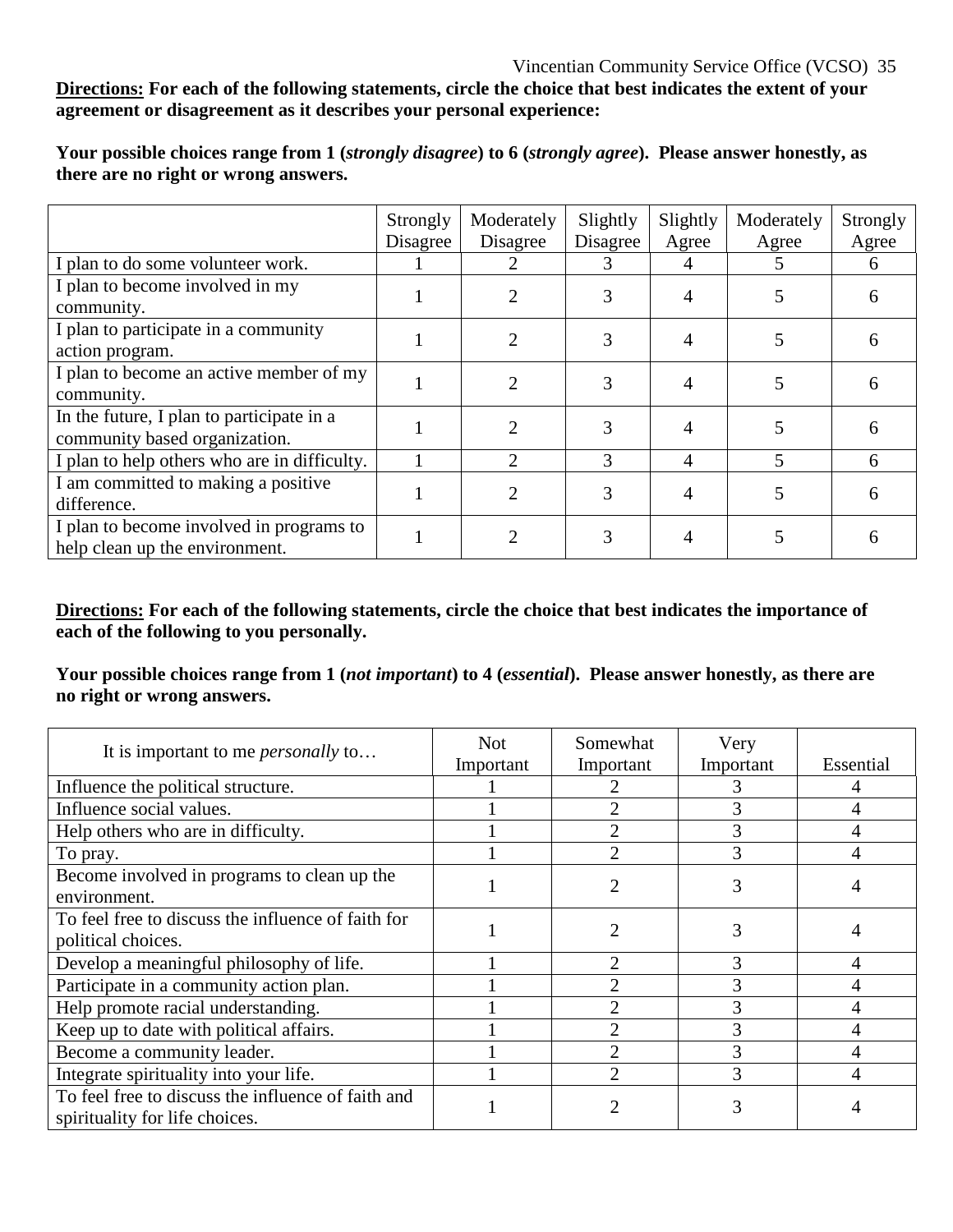**<u>Directions:</u> For each of the following statements, circle the choice that best indicates the extent of your agreement or disagreement as it describes your personal experience:**

**Your possible choices range from 1 (*strongly disagree*) to 6 (*strongly agree*). Please answer honestly, as there are no right or wrong answers.**

| | Strongly Disagree | Moderately Disagree | Slightly Disagree | Slightly Agree | Moderately Agree | Strongly Agree |
|---|---|---|---|---|---|---|
| I plan to do some volunteer work. | 1 | 2 | 3 | 4 | 5 | 6 |
| I plan to become involved in my community. | 1 | 2 | 3 | 4 | 5 | 6 |
| I plan to participate in a community action program. | 1 | 2 | 3 | 4 | 5 | 6 |
| I plan to become an active member of my community. | 1 | 2 | 3 | 4 | 5 | 6 |
| In the future, I plan to participate in a community based organization. | 1 | 2 | 3 | 4 | 5 | 6 |
| I plan to help others who are in difficulty. | 1 | 2 | 3 | 4 | 5 | 6 |
| I am committed to making a positive difference. | 1 | 2 | 3 | 4 | 5 | 6 |
| I plan to become involved in programs to help clean up the environment. | 1 | 2 | 3 | 4 | 5 | 6 |

**<u>Directions:</u> For each of the following statements, circle the choice that best indicates the importance of each of the following to you personally.**

**Your possible choices range from 1 (*not important*) to 4 (*essential*). Please answer honestly, as there are no right or wrong answers.**

| It is important to me *personally* to… | Not Important | Somewhat Important | Very Important | Essential |
|---|---|---|---|---|
| Influence the political structure. | 1 | 2 | 3 | 4 |
| Influence social values. | 1 | 2 | 3 | 4 |
| Help others who are in difficulty. | 1 | 2 | 3 | 4 |
| To pray. | 1 | 2 | 3 | 4 |
| Become involved in programs to clean up the environment. | 1 | 2 | 3 | 4 |
| To feel free to discuss the influence of faith for political choices. | 1 | 2 | 3 | 4 |
| Develop a meaningful philosophy of life. | 1 | 2 | 3 | 4 |
| Participate in a community action plan. | 1 | 2 | 3 | 4 |
| Help promote racial understanding. | 1 | 2 | 3 | 4 |
| Keep up to date with political affairs. | 1 | 2 | 3 | 4 |
| Become a community leader. | 1 | 2 | 3 | 4 |
| Integrate spirituality into your life. | 1 | 2 | 3 | 4 |
| To feel free to discuss the influence of faith and spirituality for life choices. | 1 | 2 | 3 | 4 |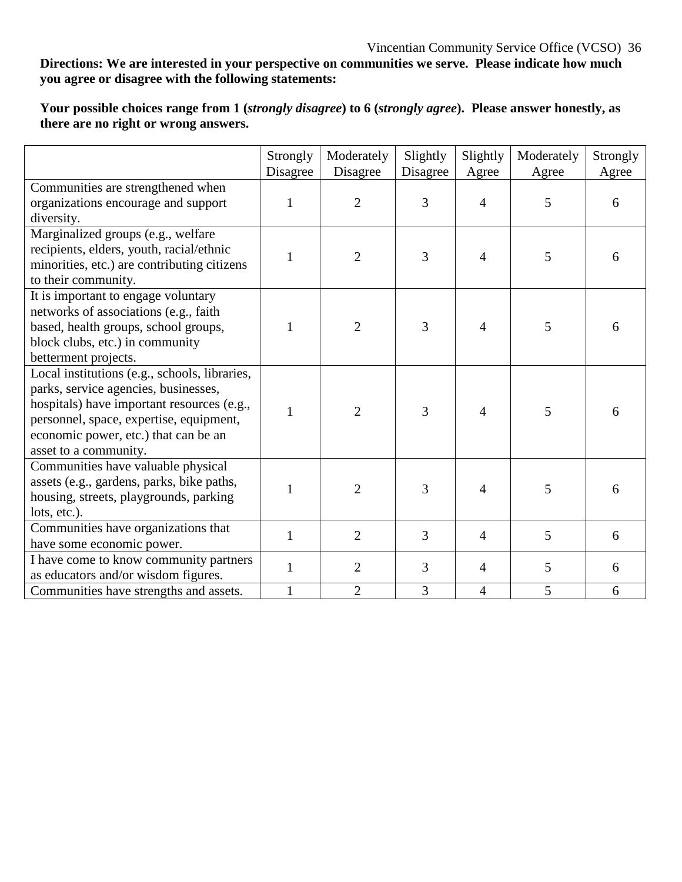**Directions: We are interested in your perspective on communities we serve. Please indicate how much you agree or disagree with the following statements:**

**Your possible choices range from 1 (*strongly disagree*) to 6 (*strongly agree*). Please answer honestly, as there are no right or wrong answers.**

| | Strongly Disagree | Moderately Disagree | Slightly Disagree | Slightly Agree | Moderately Agree | Strongly Agree |
|---|---|---|---|---|---|---|
| Communities are strengthened when organizations encourage and support diversity. | 1 | 2 | 3 | 4 | 5 | 6 |
| Marginalized groups (e.g., welfare recipients, elders, youth, racial/ethnic minorities, etc.) are contributing citizens to their community. | 1 | 2 | 3 | 4 | 5 | 6 |
| It is important to engage voluntary networks of associations (e.g., faith based, health groups, school groups, block clubs, etc.) in community betterment projects. | 1 | 2 | 3 | 4 | 5 | 6 |
| Local institutions (e.g., schools, libraries, parks, service agencies, businesses, hospitals) have important resources (e.g., personnel, space, expertise, equipment, economic power, etc.) that can be an asset to a community. | 1 | 2 | 3 | 4 | 5 | 6 |
| Communities have valuable physical assets (e.g., gardens, parks, bike paths, housing, streets, playgrounds, parking lots, etc.). | 1 | 2 | 3 | 4 | 5 | 6 |
| Communities have organizations that have some economic power. | 1 | 2 | 3 | 4 | 5 | 6 |
| I have come to know community partners as educators and/or wisdom figures. | 1 | 2 | 3 | 4 | 5 | 6 |
| Communities have strengths and assets. | 1 | 2 | 3 | 4 | 5 | 6 |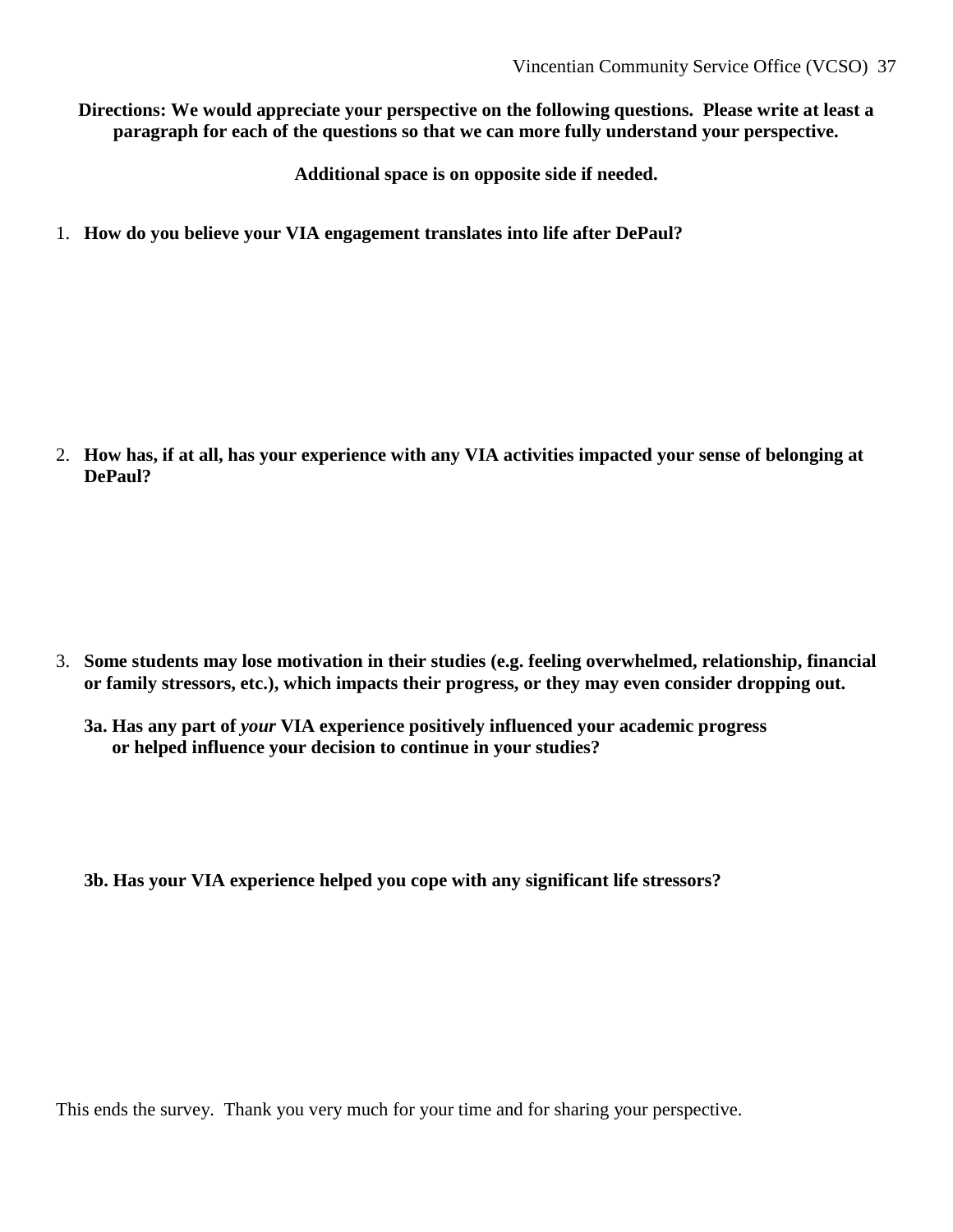**Directions: We would appreciate your perspective on the following questions. Please write at least a paragraph for each of the questions so that we can more fully understand your perspective.**

**Additional space is on opposite side if needed.**

1. **How do you believe your VIA engagement translates into life after DePaul?**

2. **How has, if at all, has your experience with any VIA activities impacted your sense of belonging at DePaul?**

3. **Some students may lose motivation in their studies (e.g. feeling overwhelmed, relationship, financial or family stressors, etc.), which impacts their progress, or they may even consider dropping out.**

   **3a. Has any part of *your* VIA experience positively influenced your academic progress or helped influence your decision to continue in your studies?**

   **3b. Has your VIA experience helped you cope with any significant life stressors?**

This ends the survey. Thank you very much for your time and for sharing your perspective.